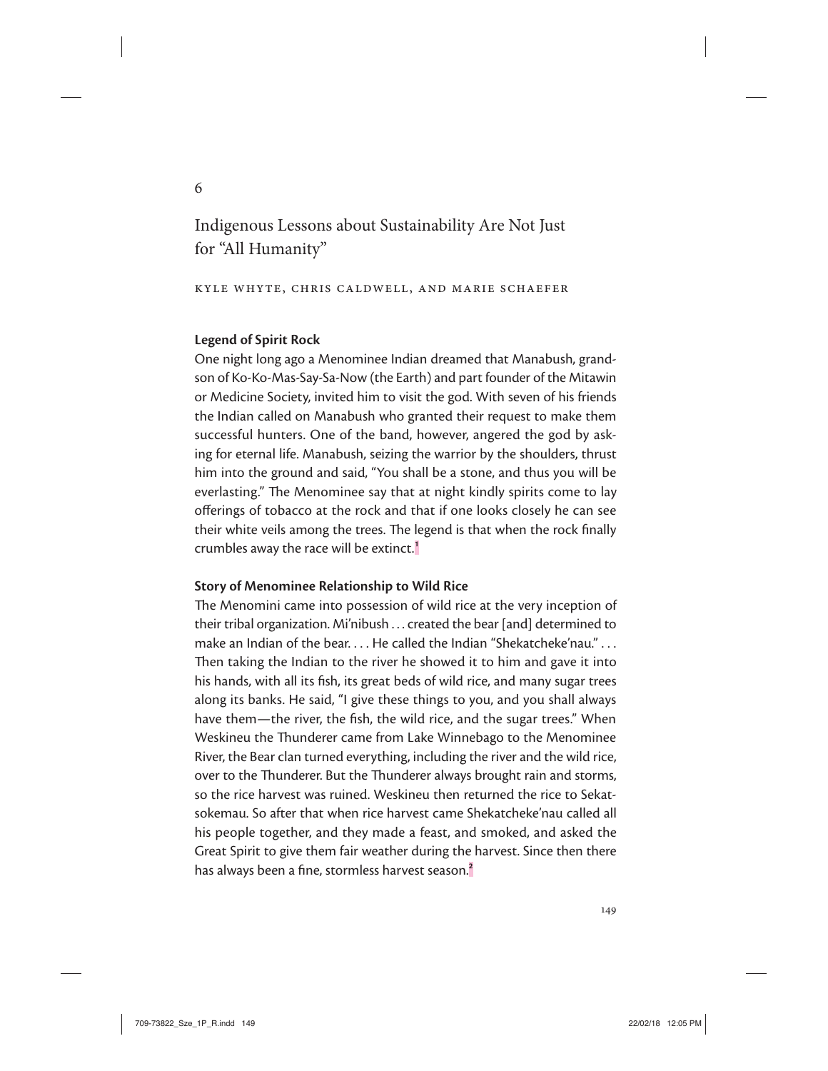6

# Indigenous Lessons about Sustainability Are Not Just for "All Humanity"

KYLE WHYTE, CHRIS CALDWELL, AND MARIE SCHAEFER

### Legend of Spirit Rock

One night long ago a Menominee Indian dreamed that Manabush, grandson of Ko-Ko-Mas-Say-Sa-Now (the Earth) and part founder of the Mitawin or Medicine Society, invited him to visit the god. With seven of his friends the Indian called on Manabush who granted their request to make them successful hunters. One of the band, however, angered the god by asking for eternal life. Manabush, seizing the warrior by the shoulders, thrust him into the ground and said, "You shall be a stone, and thus you will be everlasting." The Menominee say that at night kindly spirits come to lay offerings of tobacco at the rock and that if one looks closely he can see their white veils among the trees. The legend is that when the rock finally crumbles away the race will be extinct.[1]

### Story of Menominee Relationship to Wild Rice

The Menomini came into possession of wild rice at the very inception of their tribal organization. Mi'nibush . . . created the bear [and] determined to make an Indian of the bear. . . . He called the Indian "Shekatcheke'nau." . . . Then taking the Indian to the river he showed it to him and gave it into his hands, with all its fish, its great beds of wild rice, and many sugar trees along its banks. He said, "I give these things to you, and you shall always have them—the river, the fish, the wild rice, and the sugar trees." When Weskineu the Thunderer came from Lake Winnebago to the Menominee River, the Bear clan turned everything, including the river and the wild rice, over to the Thunderer. But the Thunderer always brought rain and storms, so the rice harvest was ruined. Weskineu then returned the rice to Sekatsokemau. So after that when rice harvest came Shekatcheke'nau called all his people together, and they made a feast, and smoked, and asked the Great Spirit to give them fair weather during the harvest. Since then there has always been a fine, stormless harvest season.[2]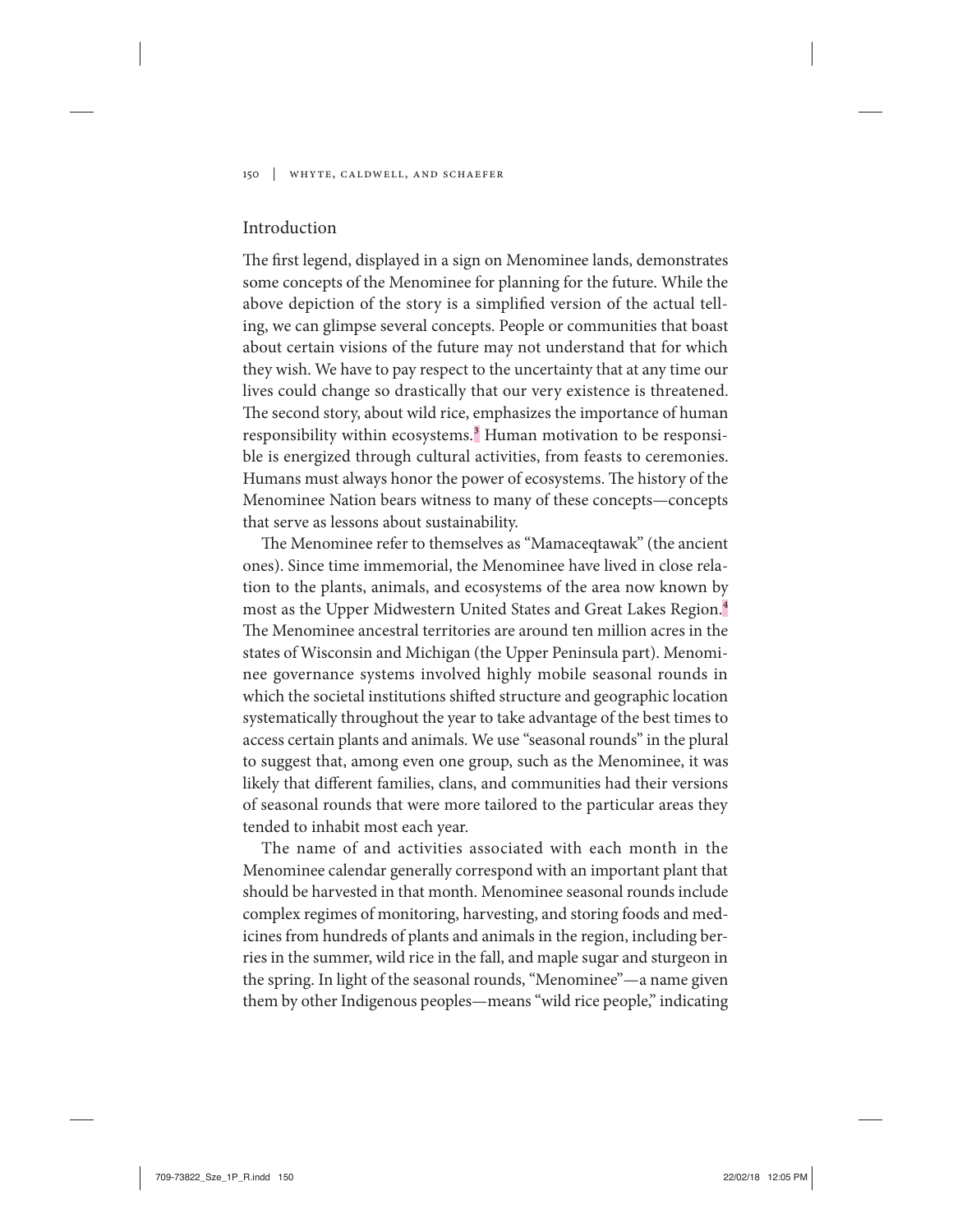## Introduction

The first legend, displayed in a sign on Menominee lands, demonstrates some concepts of the Menominee for planning for the future. While the above depiction of the story is a simplified version of the actual telling, we can glimpse several concepts. People or communities that boast about certain visions of the future may not understand that for which they wish. We have to pay respect to the uncertainty that at any time our lives could change so drastically that our very existence is threatened. The second story, about wild rice, emphasizes the importance of human responsibility within ecosystems.[3] Human motivation to be responsible is energized through cultural activities, from feasts to ceremonies. Humans must always honor the power of ecosystems. The history of the Menominee Nation bears witness to many of these concepts—concepts that serve as lessons about sustainability.

The Menominee refer to themselves as "Mamaceqtawak" (the ancient ones). Since time immemorial, the Menominee have lived in close relation to the plants, animals, and ecosystems of the area now known by most as the Upper Midwestern United States and Great Lakes Region.[4] The Menominee ancestral territories are around ten million acres in the states of Wisconsin and Michigan (the Upper Peninsula part). Menominee governance systems involved highly mobile seasonal rounds in which the societal institutions shifted structure and geographic location systematically throughout the year to take advantage of the best times to access certain plants and animals. We use "seasonal rounds" in the plural to suggest that, among even one group, such as the Menominee, it was likely that different families, clans, and communities had their versions of seasonal rounds that were more tailored to the particular areas they tended to inhabit most each year.

The name of and activities associated with each month in the Menominee calendar generally correspond with an important plant that should be harvested in that month. Menominee seasonal rounds include complex regimes of monitoring, harvesting, and storing foods and medicines from hundreds of plants and animals in the region, including berries in the summer, wild rice in the fall, and maple sugar and sturgeon in the spring. In light of the seasonal rounds, "Menominee"—a name given them by other Indigenous peoples—means "wild rice people," indicating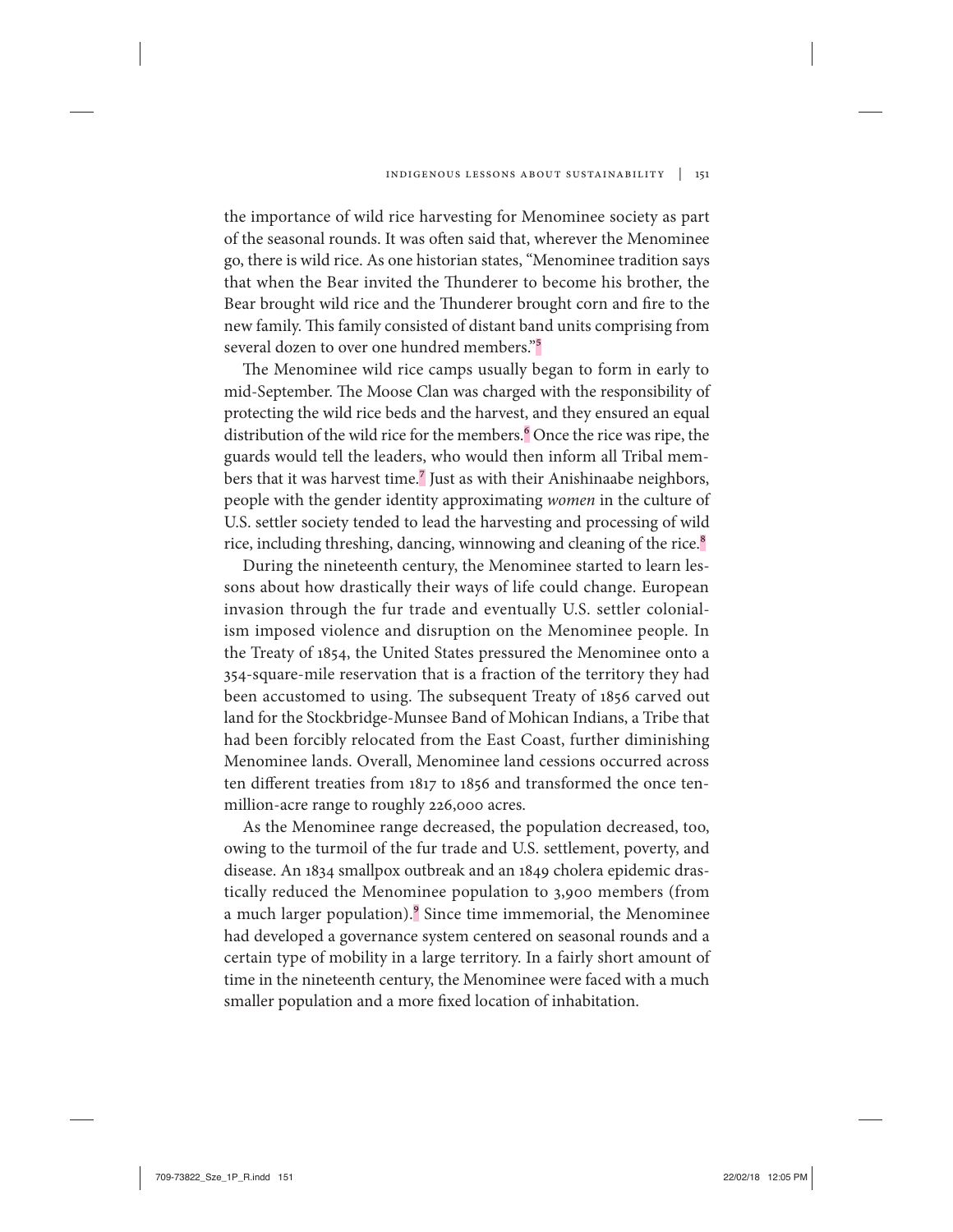the importance of wild rice harvesting for Menominee society as part of the seasonal rounds. It was often said that, wherever the Menominee go, there is wild rice. As one historian states, "Menominee tradition says that when the Bear invited the Thunderer to become his brother, the Bear brought wild rice and the Thunderer brought corn and fire to the new family. This family consisted of distant band units comprising from several dozen to over one hundred members."[5]

The Menominee wild rice camps usually began to form in early to mid-September. The Moose Clan was charged with the responsibility of protecting the wild rice beds and the harvest, and they ensured an equal distribution of the wild rice for the members.[6] Once the rice was ripe, the guards would tell the leaders, who would then inform all Tribal members that it was harvest time.[7] Just as with their Anishinaabe neighbors, people with the gender identity approximating *women* in the culture of U.S. settler society tended to lead the harvesting and processing of wild rice, including threshing, dancing, winnowing and cleaning of the rice.[8]

During the nineteenth century, the Menominee started to learn lessons about how drastically their ways of life could change. European invasion through the fur trade and eventually U.S. settler colonialism imposed violence and disruption on the Menominee people. In the Treaty of 1854, the United States pressured the Menominee onto a 354-square-mile reservation that is a fraction of the territory they had been accustomed to using. The subsequent Treaty of 1856 carved out land for the Stockbridge-Munsee Band of Mohican Indians, a Tribe that had been forcibly relocated from the East Coast, further diminishing Menominee lands. Overall, Menominee land cessions occurred across ten different treaties from 1817 to 1856 and transformed the once ten-million-acre range to roughly 226,000 acres.

As the Menominee range decreased, the population decreased, too, owing to the turmoil of the fur trade and U.S. settlement, poverty, and disease. An 1834 smallpox outbreak and an 1849 cholera epidemic drastically reduced the Menominee population to 3,900 members (from a much larger population).[9] Since time immemorial, the Menominee had developed a governance system centered on seasonal rounds and a certain type of mobility in a large territory. In a fairly short amount of time in the nineteenth century, the Menominee were faced with a much smaller population and a more fixed location of inhabitation.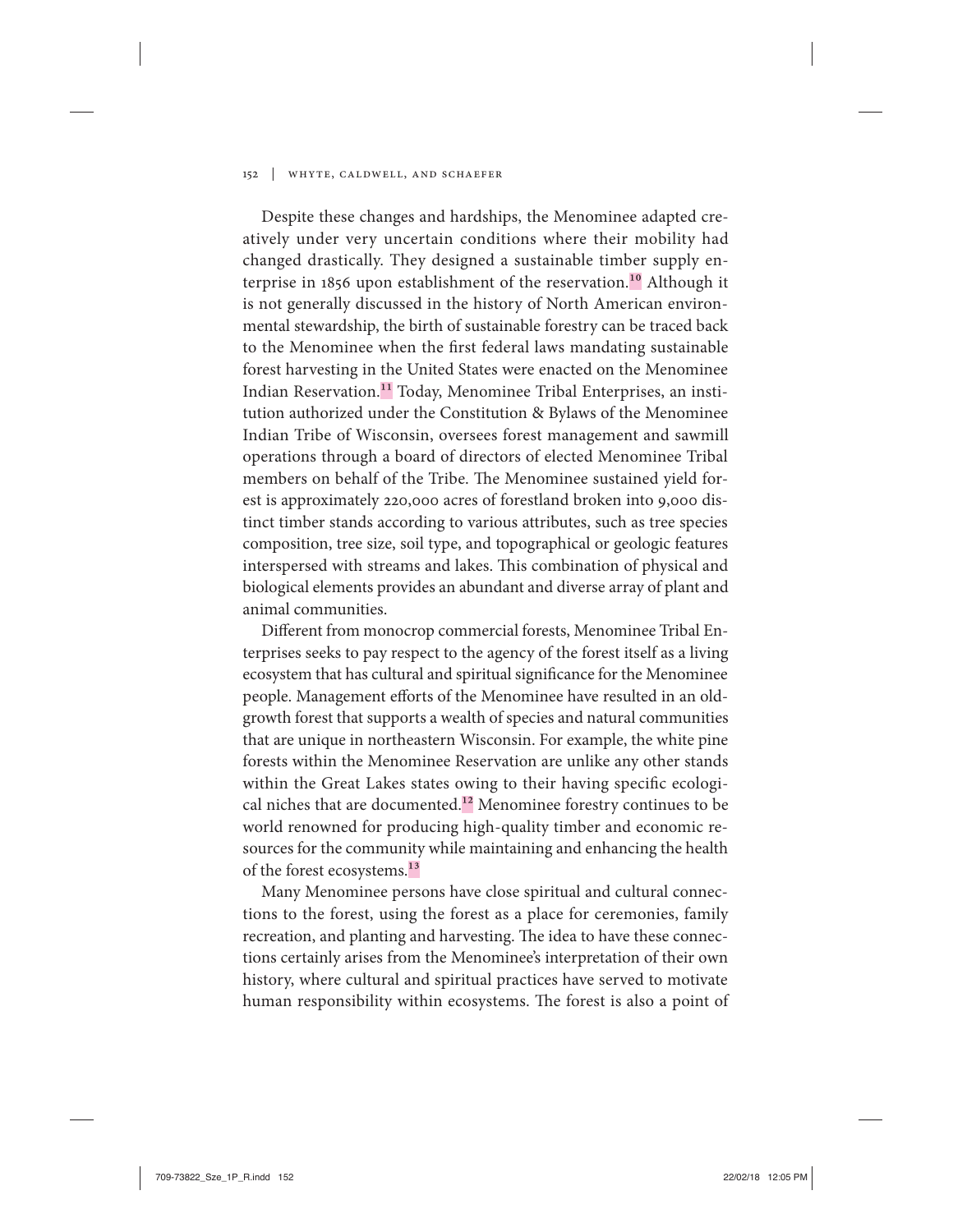Despite these changes and hardships, the Menominee adapted creatively under very uncertain conditions where their mobility had changed drastically. They designed a sustainable timber supply enterprise in 1856 upon establishment of the reservation.[10] Although it is not generally discussed in the history of North American environmental stewardship, the birth of sustainable forestry can be traced back to the Menominee when the first federal laws mandating sustainable forest harvesting in the United States were enacted on the Menominee Indian Reservation.[11] Today, Menominee Tribal Enterprises, an institution authorized under the Constitution & Bylaws of the Menominee Indian Tribe of Wisconsin, oversees forest management and sawmill operations through a board of directors of elected Menominee Tribal members on behalf of the Tribe. The Menominee sustained yield forest is approximately 220,000 acres of forestland broken into 9,000 distinct timber stands according to various attributes, such as tree species composition, tree size, soil type, and topographical or geologic features interspersed with streams and lakes. This combination of physical and biological elements provides an abundant and diverse array of plant and animal communities.

Different from monocrop commercial forests, Menominee Tribal Enterprises seeks to pay respect to the agency of the forest itself as a living ecosystem that has cultural and spiritual significance for the Menominee people. Management efforts of the Menominee have resulted in an old-growth forest that supports a wealth of species and natural communities that are unique in northeastern Wisconsin. For example, the white pine forests within the Menominee Reservation are unlike any other stands within the Great Lakes states owing to their having specific ecological niches that are documented.[12] Menominee forestry continues to be world renowned for producing high-quality timber and economic resources for the community while maintaining and enhancing the health of the forest ecosystems.[13]

Many Menominee persons have close spiritual and cultural connections to the forest, using the forest as a place for ceremonies, family recreation, and planting and harvesting. The idea to have these connections certainly arises from the Menominee's interpretation of their own history, where cultural and spiritual practices have served to motivate human responsibility within ecosystems. The forest is also a point of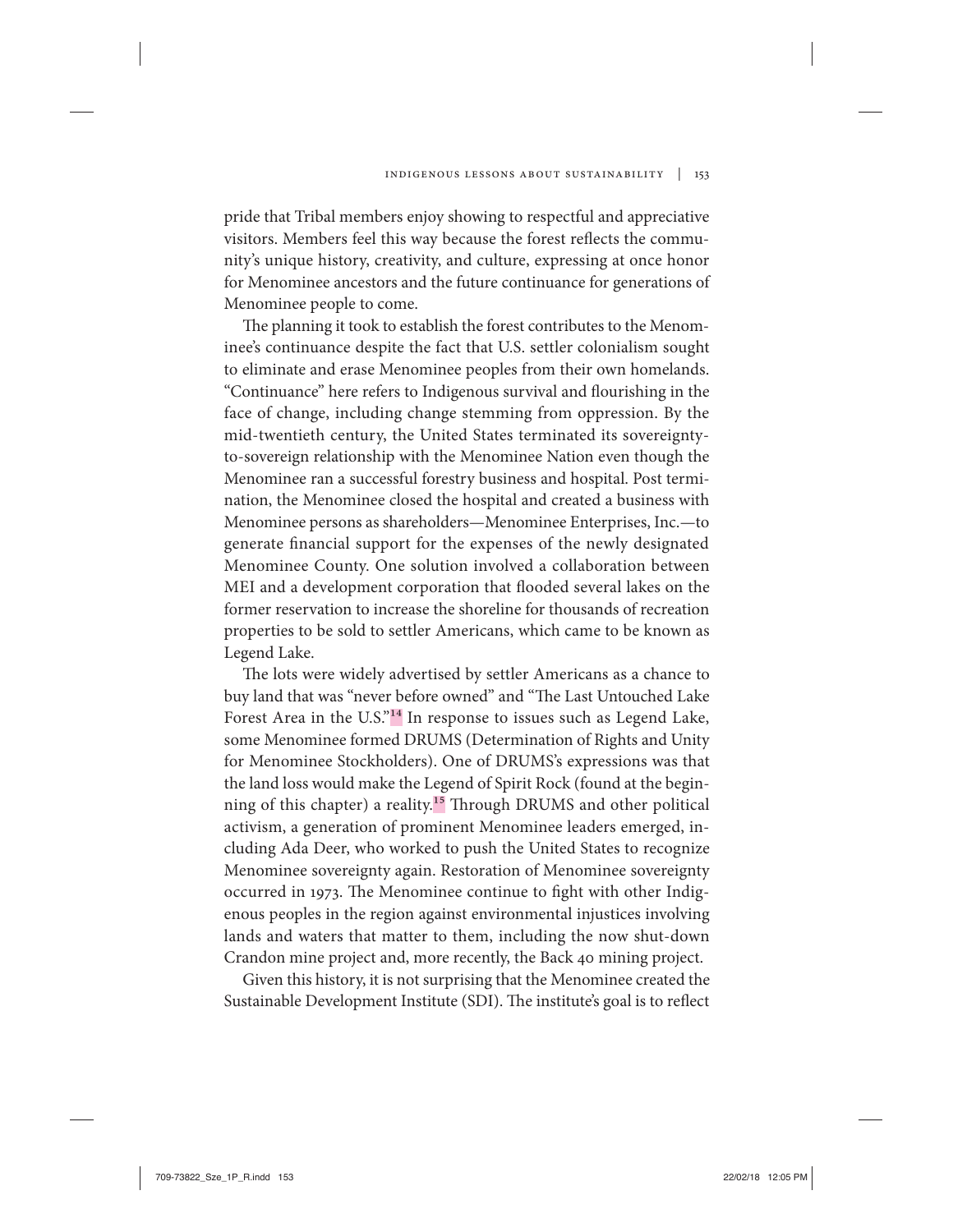pride that Tribal members enjoy showing to respectful and appreciative visitors. Members feel this way because the forest reflects the community's unique history, creativity, and culture, expressing at once honor for Menominee ancestors and the future continuance for generations of Menominee people to come.

The planning it took to establish the forest contributes to the Menominee's continuance despite the fact that U.S. settler colonialism sought to eliminate and erase Menominee peoples from their own homelands. "Continuance" here refers to Indigenous survival and flourishing in the face of change, including change stemming from oppression. By the mid-twentieth century, the United States terminated its sovereignty-to-sovereign relationship with the Menominee Nation even though the Menominee ran a successful forestry business and hospital. Post termination, the Menominee closed the hospital and created a business with Menominee persons as shareholders—Menominee Enterprises, Inc.—to generate financial support for the expenses of the newly designated Menominee County. One solution involved a collaboration between MEI and a development corporation that flooded several lakes on the former reservation to increase the shoreline for thousands of recreation properties to be sold to settler Americans, which came to be known as Legend Lake.

The lots were widely advertised by settler Americans as a chance to buy land that was "never before owned" and "The Last Untouched Lake Forest Area in the U.S."[14] In response to issues such as Legend Lake, some Menominee formed DRUMS (Determination of Rights and Unity for Menominee Stockholders). One of DRUMS's expressions was that the land loss would make the Legend of Spirit Rock (found at the beginning of this chapter) a reality.[15] Through DRUMS and other political activism, a generation of prominent Menominee leaders emerged, including Ada Deer, who worked to push the United States to recognize Menominee sovereignty again. Restoration of Menominee sovereignty occurred in 1973. The Menominee continue to fight with other Indigenous peoples in the region against environmental injustices involving lands and waters that matter to them, including the now shut-down Crandon mine project and, more recently, the Back 40 mining project.

Given this history, it is not surprising that the Menominee created the Sustainable Development Institute (SDI). The institute's goal is to reflect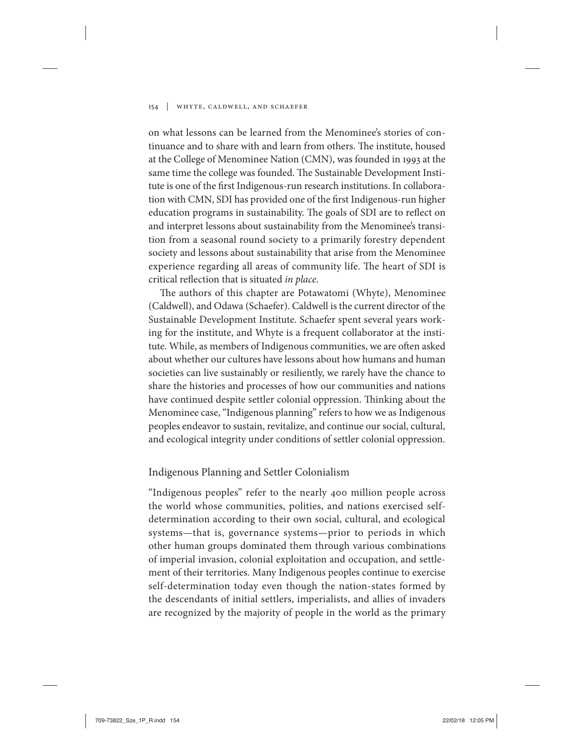on what lessons can be learned from the Menominee's stories of continuance and to share with and learn from others. The institute, housed at the College of Menominee Nation (CMN), was founded in 1993 at the same time the college was founded. The Sustainable Development Institute is one of the first Indigenous-run research institutions. In collaboration with CMN, SDI has provided one of the first Indigenous-run higher education programs in sustainability. The goals of SDI are to reflect on and interpret lessons about sustainability from the Menominee's transition from a seasonal round society to a primarily forestry dependent society and lessons about sustainability that arise from the Menominee experience regarding all areas of community life. The heart of SDI is critical reflection that is situated *in place*.

The authors of this chapter are Potawatomi (Whyte), Menominee (Caldwell), and Odawa (Schaefer). Caldwell is the current director of the Sustainable Development Institute. Schaefer spent several years working for the institute, and Whyte is a frequent collaborator at the institute. While, as members of Indigenous communities, we are often asked about whether our cultures have lessons about how humans and human societies can live sustainably or resiliently, we rarely have the chance to share the histories and processes of how our communities and nations have continued despite settler colonial oppression. Thinking about the Menominee case, "Indigenous planning" refers to how we as Indigenous peoples endeavor to sustain, revitalize, and continue our social, cultural, and ecological integrity under conditions of settler colonial oppression.

## Indigenous Planning and Settler Colonialism

"Indigenous peoples" refer to the nearly 400 million people across the world whose communities, polities, and nations exercised self-determination according to their own social, cultural, and ecological systems—that is, governance systems—prior to periods in which other human groups dominated them through various combinations of imperial invasion, colonial exploitation and occupation, and settlement of their territories. Many Indigenous peoples continue to exercise self-determination today even though the nation-states formed by the descendants of initial settlers, imperialists, and allies of invaders are recognized by the majority of people in the world as the primary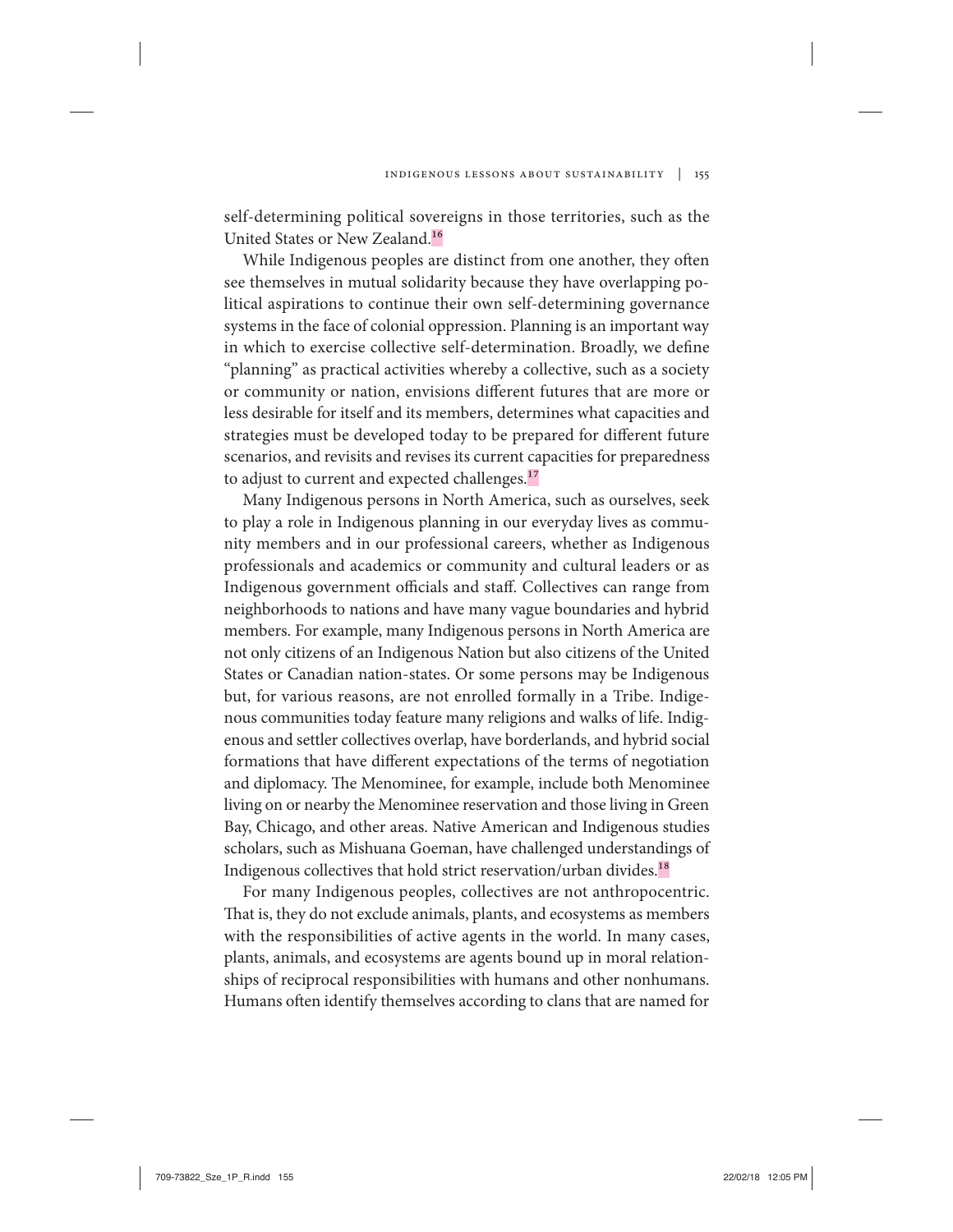self-determining political sovereigns in those territories, such as the United States or New Zealand.[16]

While Indigenous peoples are distinct from one another, they often see themselves in mutual solidarity because they have overlapping political aspirations to continue their own self-determining governance systems in the face of colonial oppression. Planning is an important way in which to exercise collective self-determination. Broadly, we define "planning" as practical activities whereby a collective, such as a society or community or nation, envisions different futures that are more or less desirable for itself and its members, determines what capacities and strategies must be developed today to be prepared for different future scenarios, and revisits and revises its current capacities for preparedness to adjust to current and expected challenges.[17]

Many Indigenous persons in North America, such as ourselves, seek to play a role in Indigenous planning in our everyday lives as community members and in our professional careers, whether as Indigenous professionals and academics or community and cultural leaders or as Indigenous government officials and staff. Collectives can range from neighborhoods to nations and have many vague boundaries and hybrid members. For example, many Indigenous persons in North America are not only citizens of an Indigenous Nation but also citizens of the United States or Canadian nation-states. Or some persons may be Indigenous but, for various reasons, are not enrolled formally in a Tribe. Indigenous communities today feature many religions and walks of life. Indigenous and settler collectives overlap, have borderlands, and hybrid social formations that have different expectations of the terms of negotiation and diplomacy. The Menominee, for example, include both Menominee living on or nearby the Menominee reservation and those living in Green Bay, Chicago, and other areas. Native American and Indigenous studies scholars, such as Mishuana Goeman, have challenged understandings of Indigenous collectives that hold strict reservation/urban divides.[18]

For many Indigenous peoples, collectives are not anthropocentric. That is, they do not exclude animals, plants, and ecosystems as members with the responsibilities of active agents in the world. In many cases, plants, animals, and ecosystems are agents bound up in moral relationships of reciprocal responsibilities with humans and other nonhumans. Humans often identify themselves according to clans that are named for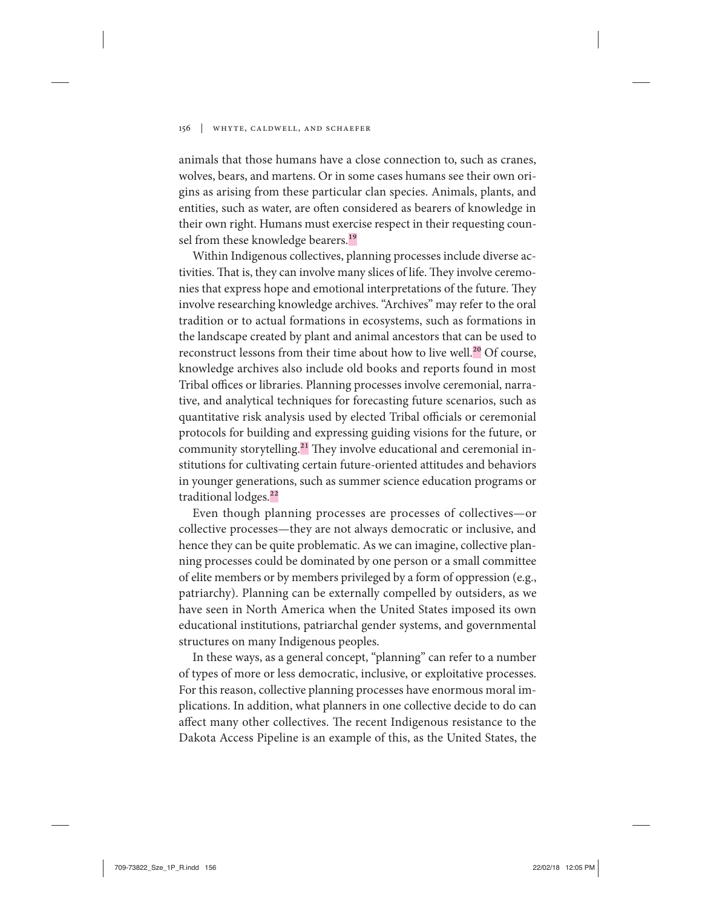animals that those humans have a close connection to, such as cranes, wolves, bears, and martens. Or in some cases humans see their own origins as arising from these particular clan species. Animals, plants, and entities, such as water, are often considered as bearers of knowledge in their own right. Humans must exercise respect in their requesting counsel from these knowledge bearers.[19]

Within Indigenous collectives, planning processes include diverse activities. That is, they can involve many slices of life. They involve ceremonies that express hope and emotional interpretations of the future. They involve researching knowledge archives. "Archives" may refer to the oral tradition or to actual formations in ecosystems, such as formations in the landscape created by plant and animal ancestors that can be used to reconstruct lessons from their time about how to live well.[20] Of course, knowledge archives also include old books and reports found in most Tribal offices or libraries. Planning processes involve ceremonial, narrative, and analytical techniques for forecasting future scenarios, such as quantitative risk analysis used by elected Tribal officials or ceremonial protocols for building and expressing guiding visions for the future, or community storytelling.[21] They involve educational and ceremonial institutions for cultivating certain future-oriented attitudes and behaviors in younger generations, such as summer science education programs or traditional lodges.[22]

Even though planning processes are processes of collectives—or collective processes—they are not always democratic or inclusive, and hence they can be quite problematic. As we can imagine, collective planning processes could be dominated by one person or a small committee of elite members or by members privileged by a form of oppression (e.g., patriarchy). Planning can be externally compelled by outsiders, as we have seen in North America when the United States imposed its own educational institutions, patriarchal gender systems, and governmental structures on many Indigenous peoples.

In these ways, as a general concept, "planning" can refer to a number of types of more or less democratic, inclusive, or exploitative processes. For this reason, collective planning processes have enormous moral implications. In addition, what planners in one collective decide to do can affect many other collectives. The recent Indigenous resistance to the Dakota Access Pipeline is an example of this, as the United States, the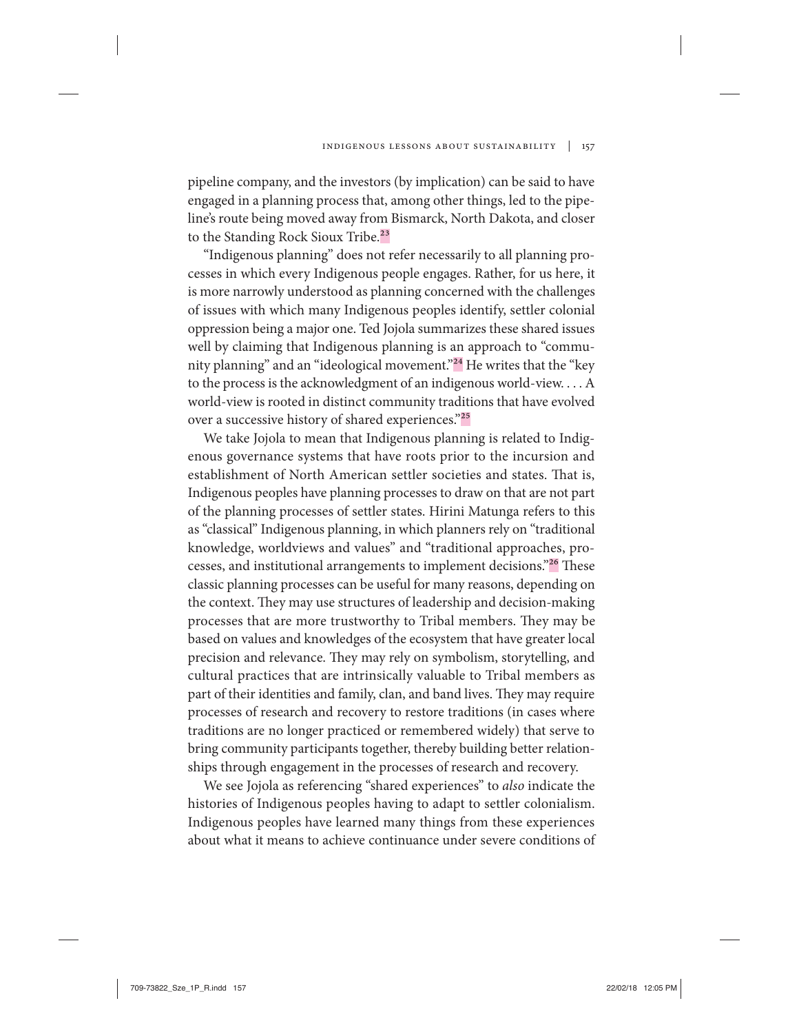pipeline company, and the investors (by implication) can be said to have engaged in a planning process that, among other things, led to the pipeline's route being moved away from Bismarck, North Dakota, and closer to the Standing Rock Sioux Tribe.[23]

"Indigenous planning" does not refer necessarily to all planning processes in which every Indigenous people engages. Rather, for us here, it is more narrowly understood as planning concerned with the challenges of issues with which many Indigenous peoples identify, settler colonial oppression being a major one. Ted Jojola summarizes these shared issues well by claiming that Indigenous planning is an approach to "community planning" and an "ideological movement."[24] He writes that the "key to the process is the acknowledgment of an indigenous world-view. . . . A world-view is rooted in distinct community traditions that have evolved over a successive history of shared experiences."[25]

We take Jojola to mean that Indigenous planning is related to Indigenous governance systems that have roots prior to the incursion and establishment of North American settler societies and states. That is, Indigenous peoples have planning processes to draw on that are not part of the planning processes of settler states. Hirini Matunga refers to this as "classical" Indigenous planning, in which planners rely on "traditional knowledge, worldviews and values" and "traditional approaches, processes, and institutional arrangements to implement decisions."[26] These classic planning processes can be useful for many reasons, depending on the context. They may use structures of leadership and decision-making processes that are more trustworthy to Tribal members. They may be based on values and knowledges of the ecosystem that have greater local precision and relevance. They may rely on symbolism, storytelling, and cultural practices that are intrinsically valuable to Tribal members as part of their identities and family, clan, and band lives. They may require processes of research and recovery to restore traditions (in cases where traditions are no longer practiced or remembered widely) that serve to bring community participants together, thereby building better relationships through engagement in the processes of research and recovery.

We see Jojola as referencing "shared experiences" to *also* indicate the histories of Indigenous peoples having to adapt to settler colonialism. Indigenous peoples have learned many things from these experiences about what it means to achieve continuance under severe conditions of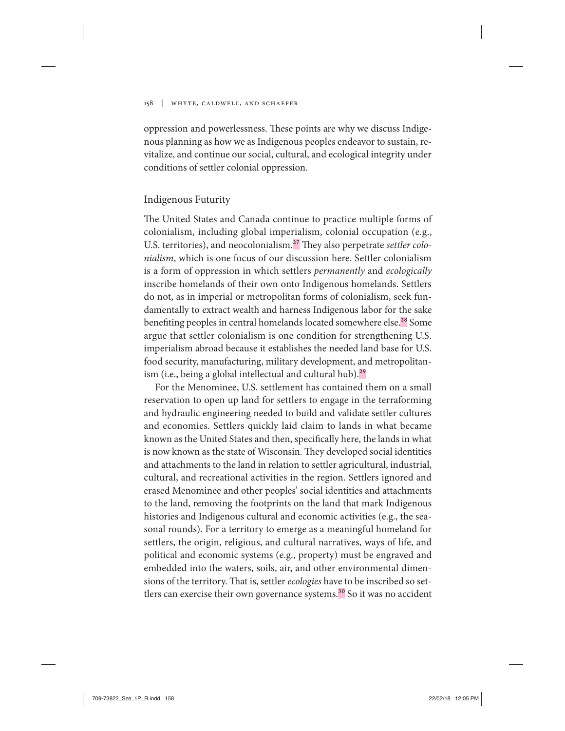oppression and powerlessness. These points are why we discuss Indigenous planning as how we as Indigenous peoples endeavor to sustain, revitalize, and continue our social, cultural, and ecological integrity under conditions of settler colonial oppression.

## Indigenous Futurity

The United States and Canada continue to practice multiple forms of colonialism, including global imperialism, colonial occupation (e.g., U.S. territories), and neocolonialism.[27] They also perpetrate *settler colonialism*, which is one focus of our discussion here. Settler colonialism is a form of oppression in which settlers *permanently* and *ecologically* inscribe homelands of their own onto Indigenous homelands. Settlers do not, as in imperial or metropolitan forms of colonialism, seek fundamentally to extract wealth and harness Indigenous labor for the sake benefiting peoples in central homelands located somewhere else.[28] Some argue that settler colonialism is one condition for strengthening U.S. imperialism abroad because it establishes the needed land base for U.S. food security, manufacturing, military development, and metropolitanism (i.e., being a global intellectual and cultural hub).[29]

For the Menominee, U.S. settlement has contained them on a small reservation to open up land for settlers to engage in the terraforming and hydraulic engineering needed to build and validate settler cultures and economies. Settlers quickly laid claim to lands in what became known as the United States and then, specifically here, the lands in what is now known as the state of Wisconsin. They developed social identities and attachments to the land in relation to settler agricultural, industrial, cultural, and recreational activities in the region. Settlers ignored and erased Menominee and other peoples' social identities and attachments to the land, removing the footprints on the land that mark Indigenous histories and Indigenous cultural and economic activities (e.g., the seasonal rounds). For a territory to emerge as a meaningful homeland for settlers, the origin, religious, and cultural narratives, ways of life, and political and economic systems (e.g., property) must be engraved and embedded into the waters, soils, air, and other environmental dimensions of the territory. That is, settler *ecologies* have to be inscribed so settlers can exercise their own governance systems.[30] So it was no accident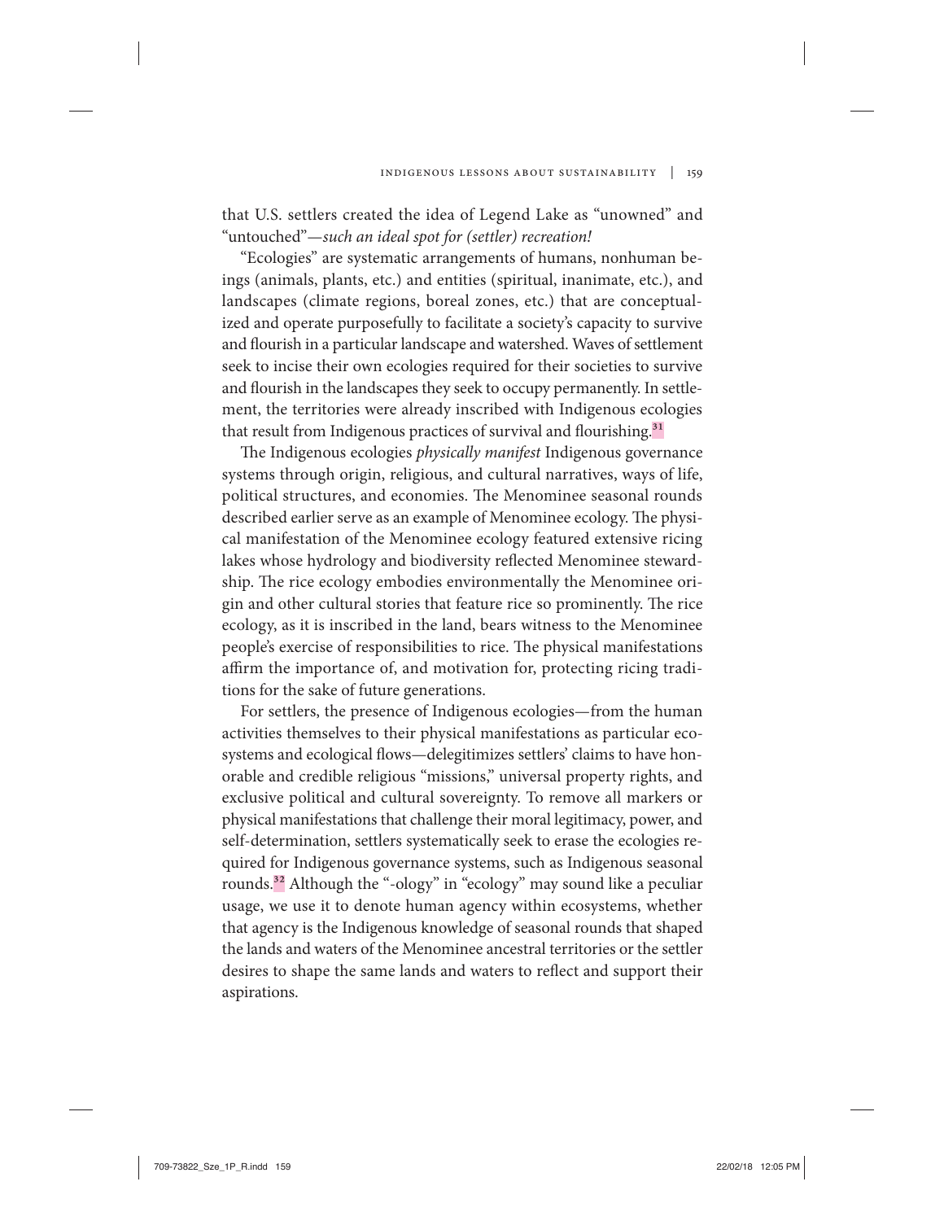that U.S. settlers created the idea of Legend Lake as "unowned" and "untouched"—*such an ideal spot for (settler) recreation!*

"Ecologies" are systematic arrangements of humans, nonhuman beings (animals, plants, etc.) and entities (spiritual, inanimate, etc.), and landscapes (climate regions, boreal zones, etc.) that are conceptualized and operate purposefully to facilitate a society's capacity to survive and flourish in a particular landscape and watershed. Waves of settlement seek to incise their own ecologies required for their societies to survive and flourish in the landscapes they seek to occupy permanently. In settlement, the territories were already inscribed with Indigenous ecologies that result from Indigenous practices of survival and flourishing.[31]

The Indigenous ecologies *physically manifest* Indigenous governance systems through origin, religious, and cultural narratives, ways of life, political structures, and economies. The Menominee seasonal rounds described earlier serve as an example of Menominee ecology. The physical manifestation of the Menominee ecology featured extensive ricing lakes whose hydrology and biodiversity reflected Menominee stewardship. The rice ecology embodies environmentally the Menominee origin and other cultural stories that feature rice so prominently. The rice ecology, as it is inscribed in the land, bears witness to the Menominee people's exercise of responsibilities to rice. The physical manifestations affirm the importance of, and motivation for, protecting ricing traditions for the sake of future generations.

For settlers, the presence of Indigenous ecologies—from the human activities themselves to their physical manifestations as particular ecosystems and ecological flows—delegitimizes settlers' claims to have honorable and credible religious "missions," universal property rights, and exclusive political and cultural sovereignty. To remove all markers or physical manifestations that challenge their moral legitimacy, power, and self-determination, settlers systematically seek to erase the ecologies required for Indigenous governance systems, such as Indigenous seasonal rounds.[32] Although the "-ology" in "ecology" may sound like a peculiar usage, we use it to denote human agency within ecosystems, whether that agency is the Indigenous knowledge of seasonal rounds that shaped the lands and waters of the Menominee ancestral territories or the settler desires to shape the same lands and waters to reflect and support their aspirations.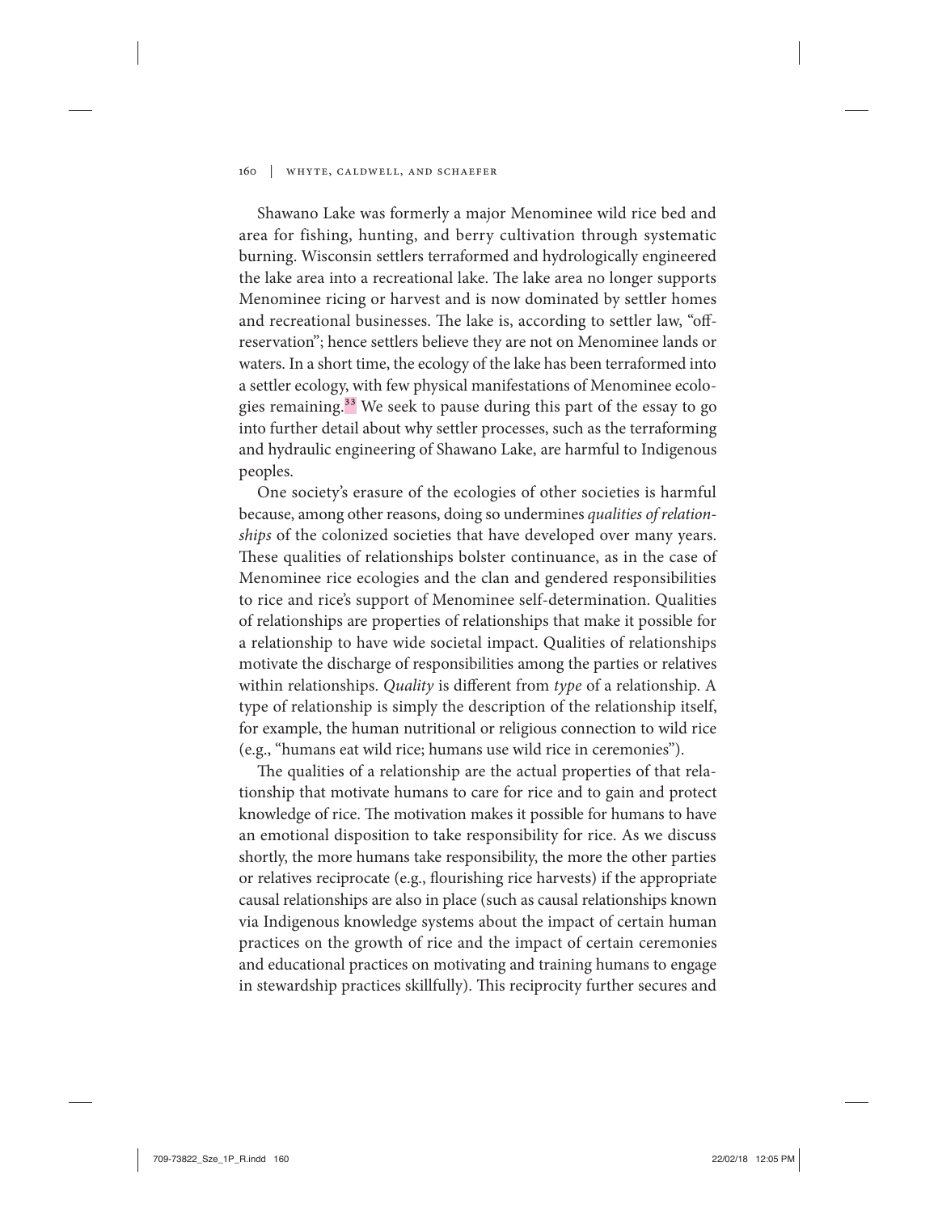Shawano Lake was formerly a major Menominee wild rice bed and area for fishing, hunting, and berry cultivation through systematic burning. Wisconsin settlers terraformed and hydrologically engineered the lake area into a recreational lake. The lake area no longer supports Menominee ricing or harvest and is now dominated by settler homes and recreational businesses. The lake is, according to settler law, "off-reservation"; hence settlers believe they are not on Menominee lands or waters. In a short time, the ecology of the lake has been terraformed into a settler ecology, with few physical manifestations of Menominee ecologies remaining.[33] We seek to pause during this part of the essay to go into further detail about why settler processes, such as the terraforming and hydraulic engineering of Shawano Lake, are harmful to Indigenous peoples.

One society's erasure of the ecologies of other societies is harmful because, among other reasons, doing so undermines *qualities of relationships* of the colonized societies that have developed over many years. These qualities of relationships bolster continuance, as in the case of Menominee rice ecologies and the clan and gendered responsibilities to rice and rice's support of Menominee self-determination. Qualities of relationships are properties of relationships that make it possible for a relationship to have wide societal impact. Qualities of relationships motivate the discharge of responsibilities among the parties or relatives within relationships. *Quality* is different from *type* of a relationship. A type of relationship is simply the description of the relationship itself, for example, the human nutritional or religious connection to wild rice (e.g., "humans eat wild rice; humans use wild rice in ceremonies").

The qualities of a relationship are the actual properties of that relationship that motivate humans to care for rice and to gain and protect knowledge of rice. The motivation makes it possible for humans to have an emotional disposition to take responsibility for rice. As we discuss shortly, the more humans take responsibility, the more the other parties or relatives reciprocate (e.g., flourishing rice harvests) if the appropriate causal relationships are also in place (such as causal relationships known via Indigenous knowledge systems about the impact of certain human practices on the growth of rice and the impact of certain ceremonies and educational practices on motivating and training humans to engage in stewardship practices skillfully). This reciprocity further secures and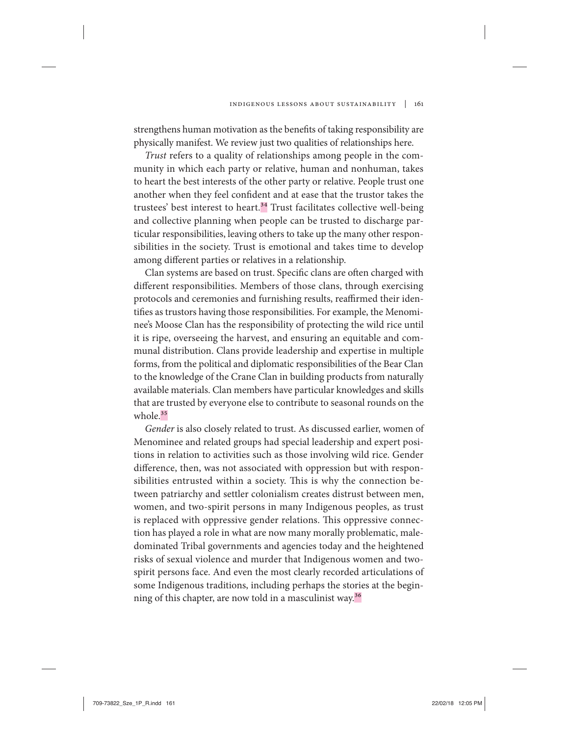strengthens human motivation as the benefits of taking responsibility are physically manifest. We review just two qualities of relationships here.

*Trust* refers to a quality of relationships among people in the community in which each party or relative, human and nonhuman, takes to heart the best interests of the other party or relative. People trust one another when they feel confident and at ease that the trustor takes the trustees' best interest to heart.[34] Trust facilitates collective well-being and collective planning when people can be trusted to discharge particular responsibilities, leaving others to take up the many other responsibilities in the society. Trust is emotional and takes time to develop among different parties or relatives in a relationship.

Clan systems are based on trust. Specific clans are often charged with different responsibilities. Members of those clans, through exercising protocols and ceremonies and furnishing results, reaffirmed their identifies as trustors having those responsibilities. For example, the Menominee's Moose Clan has the responsibility of protecting the wild rice until it is ripe, overseeing the harvest, and ensuring an equitable and communal distribution. Clans provide leadership and expertise in multiple forms, from the political and diplomatic responsibilities of the Bear Clan to the knowledge of the Crane Clan in building products from naturally available materials. Clan members have particular knowledges and skills that are trusted by everyone else to contribute to seasonal rounds on the whole.[35]

*Gender* is also closely related to trust. As discussed earlier, women of Menominee and related groups had special leadership and expert positions in relation to activities such as those involving wild rice. Gender difference, then, was not associated with oppression but with responsibilities entrusted within a society. This is why the connection between patriarchy and settler colonialism creates distrust between men, women, and two-spirit persons in many Indigenous peoples, as trust is replaced with oppressive gender relations. This oppressive connection has played a role in what are now many morally problematic, male-dominated Tribal governments and agencies today and the heightened risks of sexual violence and murder that Indigenous women and two-spirit persons face. And even the most clearly recorded articulations of some Indigenous traditions, including perhaps the stories at the beginning of this chapter, are now told in a masculinist way.[36]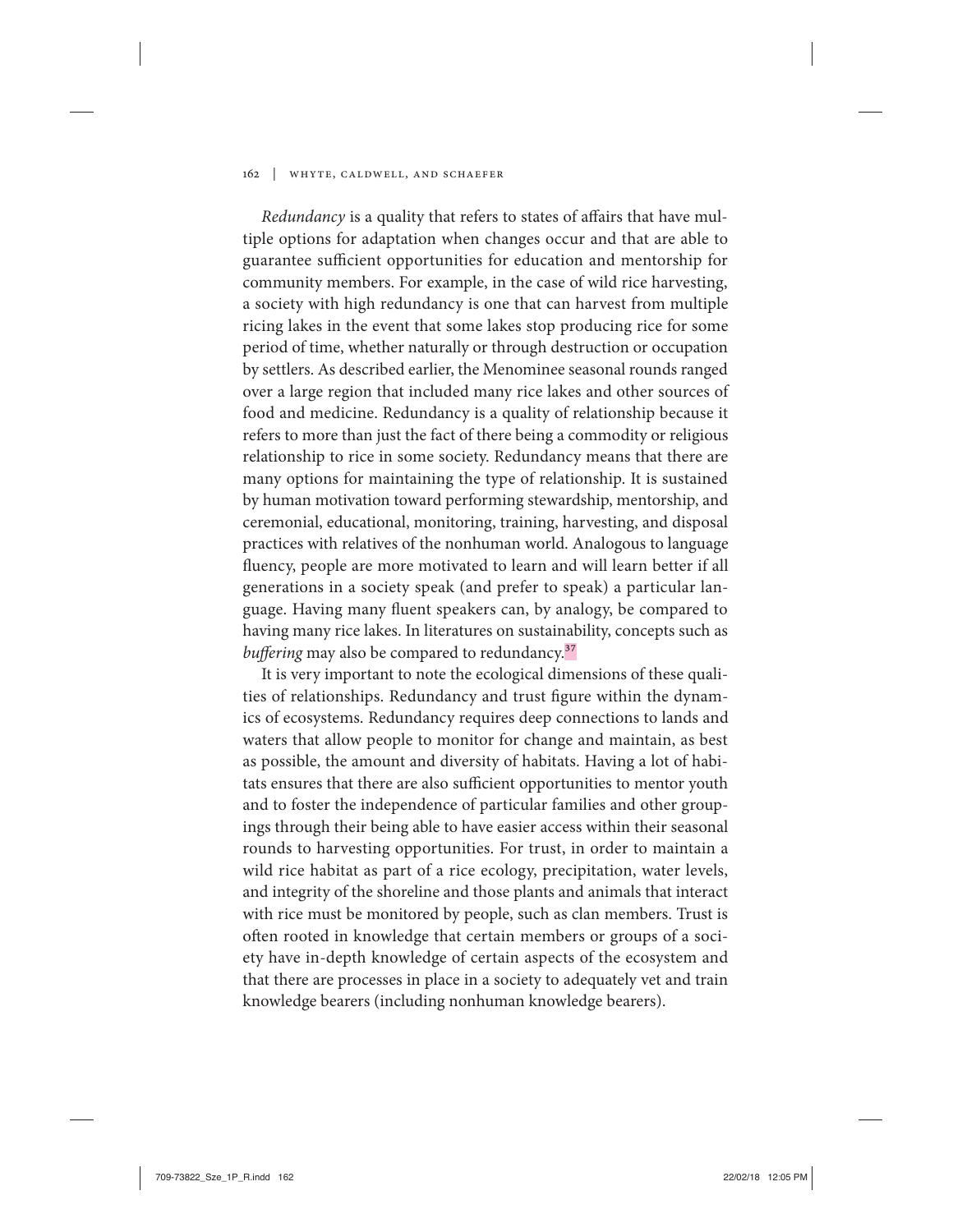*Redundancy* is a quality that refers to states of affairs that have multiple options for adaptation when changes occur and that are able to guarantee sufficient opportunities for education and mentorship for community members. For example, in the case of wild rice harvesting, a society with high redundancy is one that can harvest from multiple ricing lakes in the event that some lakes stop producing rice for some period of time, whether naturally or through destruction or occupation by settlers. As described earlier, the Menominee seasonal rounds ranged over a large region that included many rice lakes and other sources of food and medicine. Redundancy is a quality of relationship because it refers to more than just the fact of there being a commodity or religious relationship to rice in some society. Redundancy means that there are many options for maintaining the type of relationship. It is sustained by human motivation toward performing stewardship, mentorship, and ceremonial, educational, monitoring, training, harvesting, and disposal practices with relatives of the nonhuman world. Analogous to language fluency, people are more motivated to learn and will learn better if all generations in a society speak (and prefer to speak) a particular language. Having many fluent speakers can, by analogy, be compared to having many rice lakes. In literatures on sustainability, concepts such as *buffering* may also be compared to redundancy.[37]

It is very important to note the ecological dimensions of these qualities of relationships. Redundancy and trust figure within the dynamics of ecosystems. Redundancy requires deep connections to lands and waters that allow people to monitor for change and maintain, as best as possible, the amount and diversity of habitats. Having a lot of habitats ensures that there are also sufficient opportunities to mentor youth and to foster the independence of particular families and other groupings through their being able to have easier access within their seasonal rounds to harvesting opportunities. For trust, in order to maintain a wild rice habitat as part of a rice ecology, precipitation, water levels, and integrity of the shoreline and those plants and animals that interact with rice must be monitored by people, such as clan members. Trust is often rooted in knowledge that certain members or groups of a society have in-depth knowledge of certain aspects of the ecosystem and that there are processes in place in a society to adequately vet and train knowledge bearers (including nonhuman knowledge bearers).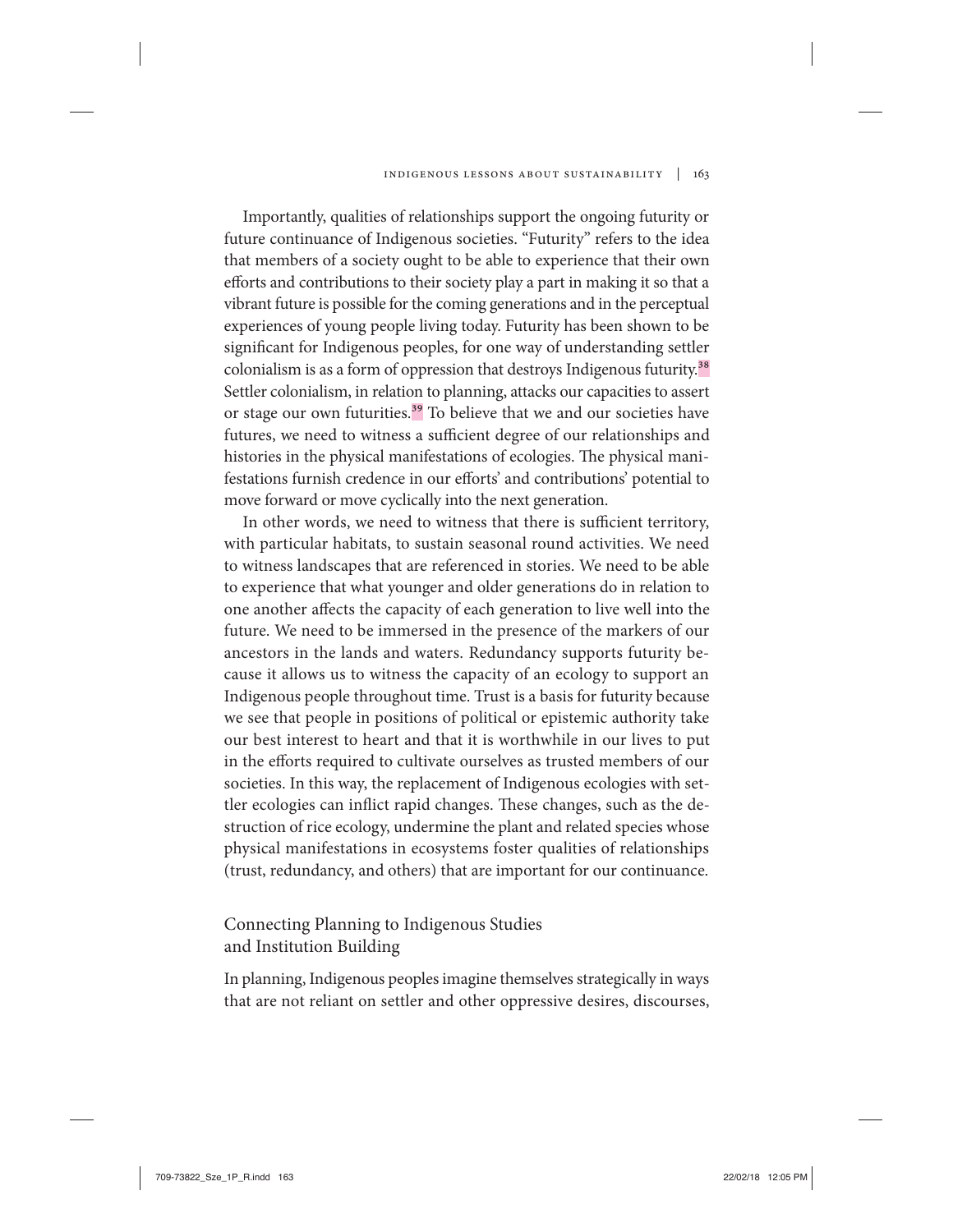Importantly, qualities of relationships support the ongoing futurity or future continuance of Indigenous societies. "Futurity" refers to the idea that members of a society ought to be able to experience that their own efforts and contributions to their society play a part in making it so that a vibrant future is possible for the coming generations and in the perceptual experiences of young people living today. Futurity has been shown to be significant for Indigenous peoples, for one way of understanding settler colonialism is as a form of oppression that destroys Indigenous futurity.[38] Settler colonialism, in relation to planning, attacks our capacities to assert or stage our own futurities.[39] To believe that we and our societies have futures, we need to witness a sufficient degree of our relationships and histories in the physical manifestations of ecologies. The physical manifestations furnish credence in our efforts' and contributions' potential to move forward or move cyclically into the next generation.

In other words, we need to witness that there is sufficient territory, with particular habitats, to sustain seasonal round activities. We need to witness landscapes that are referenced in stories. We need to be able to experience that what younger and older generations do in relation to one another affects the capacity of each generation to live well into the future. We need to be immersed in the presence of the markers of our ancestors in the lands and waters. Redundancy supports futurity because it allows us to witness the capacity of an ecology to support an Indigenous people throughout time. Trust is a basis for futurity because we see that people in positions of political or epistemic authority take our best interest to heart and that it is worthwhile in our lives to put in the efforts required to cultivate ourselves as trusted members of our societies. In this way, the replacement of Indigenous ecologies with settler ecologies can inflict rapid changes. These changes, such as the destruction of rice ecology, undermine the plant and related species whose physical manifestations in ecosystems foster qualities of relationships (trust, redundancy, and others) that are important for our continuance.

## Connecting Planning to Indigenous Studies and Institution Building

In planning, Indigenous peoples imagine themselves strategically in ways that are not reliant on settler and other oppressive desires, discourses,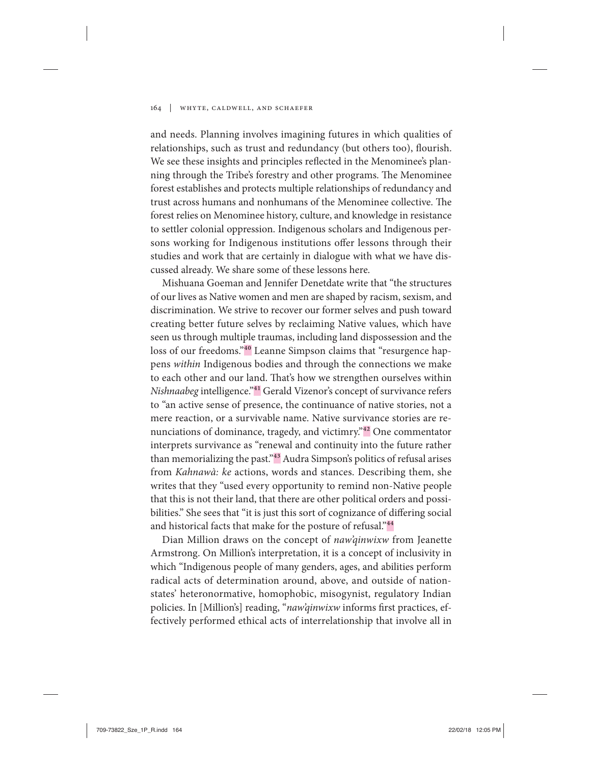and needs. Planning involves imagining futures in which qualities of relationships, such as trust and redundancy (but others too), flourish. We see these insights and principles reflected in the Menominee's planning through the Tribe's forestry and other programs. The Menominee forest establishes and protects multiple relationships of redundancy and trust across humans and nonhumans of the Menominee collective. The forest relies on Menominee history, culture, and knowledge in resistance to settler colonial oppression. Indigenous scholars and Indigenous persons working for Indigenous institutions offer lessons through their studies and work that are certainly in dialogue with what we have discussed already. We share some of these lessons here.

Mishuana Goeman and Jennifer Denetdate write that "the structures of our lives as Native women and men are shaped by racism, sexism, and discrimination. We strive to recover our former selves and push toward creating better future selves by reclaiming Native values, which have seen us through multiple traumas, including land dispossession and the loss of our freedoms."[40] Leanne Simpson claims that "resurgence happens *within* Indigenous bodies and through the connections we make to each other and our land. That's how we strengthen ourselves within *Nishnaabeg* intelligence."[41] Gerald Vizenor's concept of survivance refers to "an active sense of presence, the continuance of native stories, not a mere reaction, or a survivable name. Native survivance stories are renunciations of dominance, tragedy, and victimry."[42] One commentator interprets survivance as "renewal and continuity into the future rather than memorializing the past."[43] Audra Simpson's politics of refusal arises from *Kahnawà: ke* actions, words and stances. Describing them, she writes that they "used every opportunity to remind non-Native people that this is not their land, that there are other political orders and possibilities." She sees that "it is just this sort of cognizance of differing social and historical facts that make for the posture of refusal."[44]

Dian Million draws on the concept of *naw'qinwixw* from Jeanette Armstrong. On Million's interpretation, it is a concept of inclusivity in which "Indigenous people of many genders, ages, and abilities perform radical acts of determination around, above, and outside of nation-states' heteronormative, homophobic, misogynist, regulatory Indian policies. In [Million's] reading, "*naw'qinwixw* informs first practices, effectively performed ethical acts of interrelationship that involve all in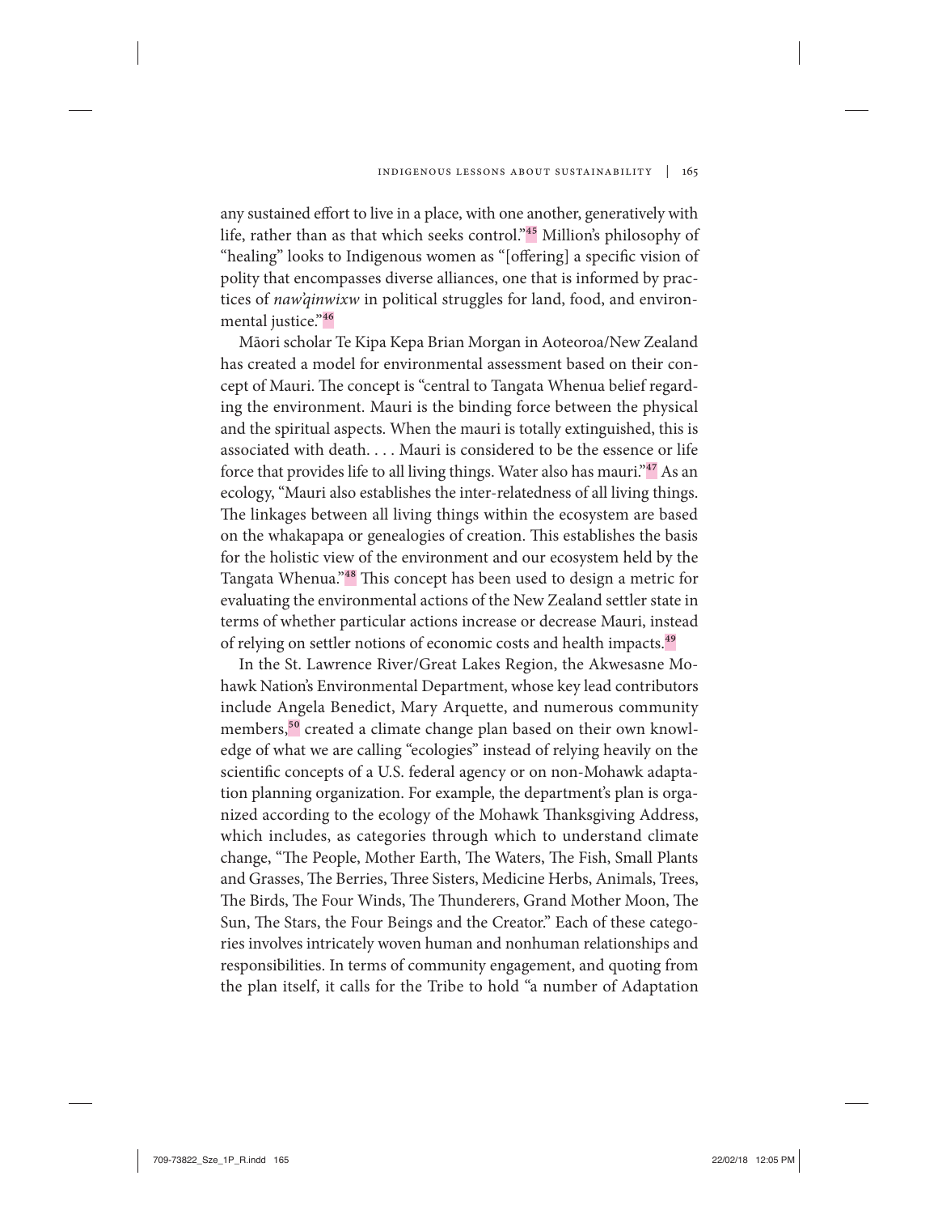any sustained effort to live in a place, with one another, generatively with life, rather than as that which seeks control."[45] Million's philosophy of "healing" looks to Indigenous women as "[offering] a specific vision of polity that encompasses diverse alliances, one that is informed by practices of *naw'qinwixw* in political struggles for land, food, and environmental justice."[46]

Māori scholar Te Kipa Kepa Brian Morgan in Aoteoroa/New Zealand has created a model for environmental assessment based on their concept of Mauri. The concept is "central to Tangata Whenua belief regarding the environment. Mauri is the binding force between the physical and the spiritual aspects. When the mauri is totally extinguished, this is associated with death. . . . Mauri is considered to be the essence or life force that provides life to all living things. Water also has mauri."[47] As an ecology, "Mauri also establishes the inter-relatedness of all living things. The linkages between all living things within the ecosystem are based on the whakapapa or genealogies of creation. This establishes the basis for the holistic view of the environment and our ecosystem held by the Tangata Whenua."[48] This concept has been used to design a metric for evaluating the environmental actions of the New Zealand settler state in terms of whether particular actions increase or decrease Mauri, instead of relying on settler notions of economic costs and health impacts.[49]

In the St. Lawrence River/Great Lakes Region, the Akwesasne Mohawk Nation's Environmental Department, whose key lead contributors include Angela Benedict, Mary Arquette, and numerous community members,[50] created a climate change plan based on their own knowledge of what we are calling "ecologies" instead of relying heavily on the scientific concepts of a U.S. federal agency or on non-Mohawk adaptation planning organization. For example, the department's plan is organized according to the ecology of the Mohawk Thanksgiving Address, which includes, as categories through which to understand climate change, "The People, Mother Earth, The Waters, The Fish, Small Plants and Grasses, The Berries, Three Sisters, Medicine Herbs, Animals, Trees, The Birds, The Four Winds, The Thunderers, Grand Mother Moon, The Sun, The Stars, the Four Beings and the Creator." Each of these categories involves intricately woven human and nonhuman relationships and responsibilities. In terms of community engagement, and quoting from the plan itself, it calls for the Tribe to hold "a number of Adaptation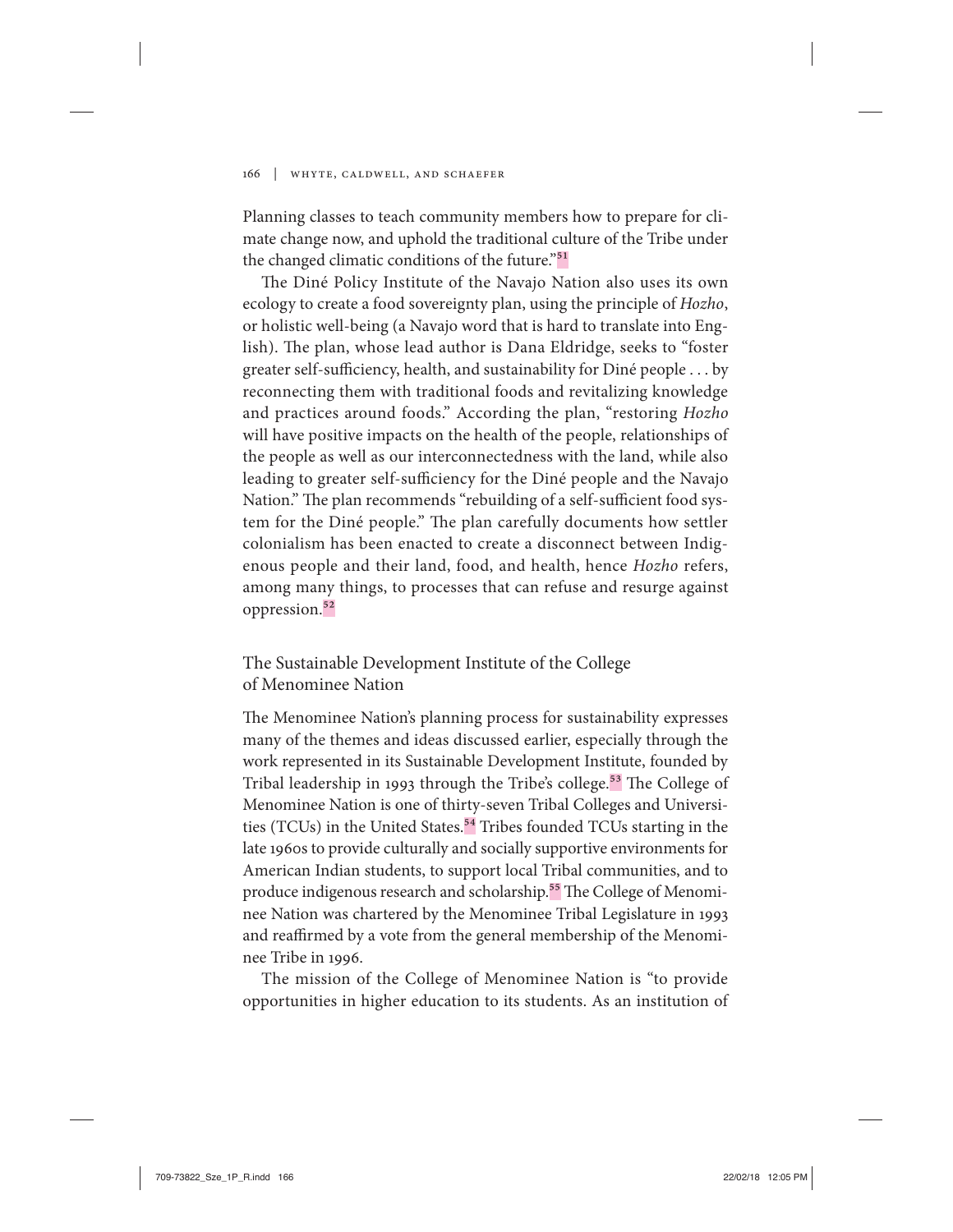Planning classes to teach community members how to prepare for climate change now, and uphold the traditional culture of the Tribe under the changed climatic conditions of the future."[51]

The Diné Policy Institute of the Navajo Nation also uses its own ecology to create a food sovereignty plan, using the principle of *Hozho*, or holistic well-being (a Navajo word that is hard to translate into English). The plan, whose lead author is Dana Eldridge, seeks to "foster greater self-sufficiency, health, and sustainability for Diné people . . . by reconnecting them with traditional foods and revitalizing knowledge and practices around foods." According the plan, "restoring *Hozho* will have positive impacts on the health of the people, relationships of the people as well as our interconnectedness with the land, while also leading to greater self-sufficiency for the Diné people and the Navajo Nation." The plan recommends "rebuilding of a self-sufficient food system for the Diné people." The plan carefully documents how settler colonialism has been enacted to create a disconnect between Indigenous people and their land, food, and health, hence *Hozho* refers, among many things, to processes that can refuse and resurge against oppression.[52]

## The Sustainable Development Institute of the College of Menominee Nation

The Menominee Nation's planning process for sustainability expresses many of the themes and ideas discussed earlier, especially through the work represented in its Sustainable Development Institute, founded by Tribal leadership in 1993 through the Tribe's college.[53] The College of Menominee Nation is one of thirty-seven Tribal Colleges and Universities (TCUs) in the United States.[54] Tribes founded TCUs starting in the late 1960s to provide culturally and socially supportive environments for American Indian students, to support local Tribal communities, and to produce indigenous research and scholarship.[55] The College of Menominee Nation was chartered by the Menominee Tribal Legislature in 1993 and reaffirmed by a vote from the general membership of the Menominee Tribe in 1996.

The mission of the College of Menominee Nation is "to provide opportunities in higher education to its students. As an institution of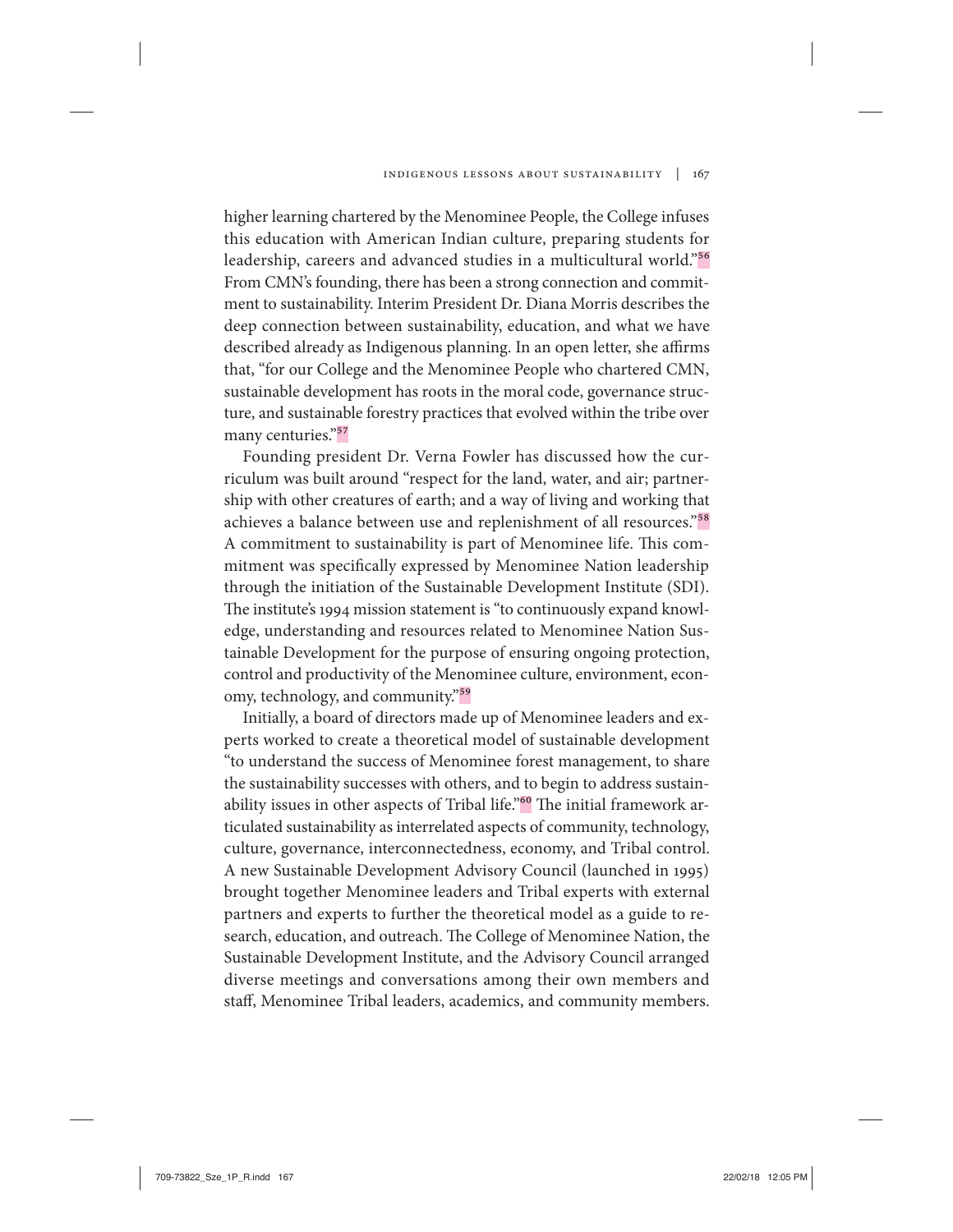higher learning chartered by the Menominee People, the College infuses this education with American Indian culture, preparing students for leadership, careers and advanced studies in a multicultural world."[56] From CMN's founding, there has been a strong connection and commitment to sustainability. Interim President Dr. Diana Morris describes the deep connection between sustainability, education, and what we have described already as Indigenous planning. In an open letter, she affirms that, "for our College and the Menominee People who chartered CMN, sustainable development has roots in the moral code, governance structure, and sustainable forestry practices that evolved within the tribe over many centuries."[57]

Founding president Dr. Verna Fowler has discussed how the curriculum was built around "respect for the land, water, and air; partnership with other creatures of earth; and a way of living and working that achieves a balance between use and replenishment of all resources."[58] A commitment to sustainability is part of Menominee life. This commitment was specifically expressed by Menominee Nation leadership through the initiation of the Sustainable Development Institute (SDI). The institute's 1994 mission statement is "to continuously expand knowledge, understanding and resources related to Menominee Nation Sustainable Development for the purpose of ensuring ongoing protection, control and productivity of the Menominee culture, environment, economy, technology, and community."[59]

Initially, a board of directors made up of Menominee leaders and experts worked to create a theoretical model of sustainable development "to understand the success of Menominee forest management, to share the sustainability successes with others, and to begin to address sustainability issues in other aspects of Tribal life."[60] The initial framework articulated sustainability as interrelated aspects of community, technology, culture, governance, interconnectedness, economy, and Tribal control. A new Sustainable Development Advisory Council (launched in 1995) brought together Menominee leaders and Tribal experts with external partners and experts to further the theoretical model as a guide to research, education, and outreach. The College of Menominee Nation, the Sustainable Development Institute, and the Advisory Council arranged diverse meetings and conversations among their own members and staff, Menominee Tribal leaders, academics, and community members.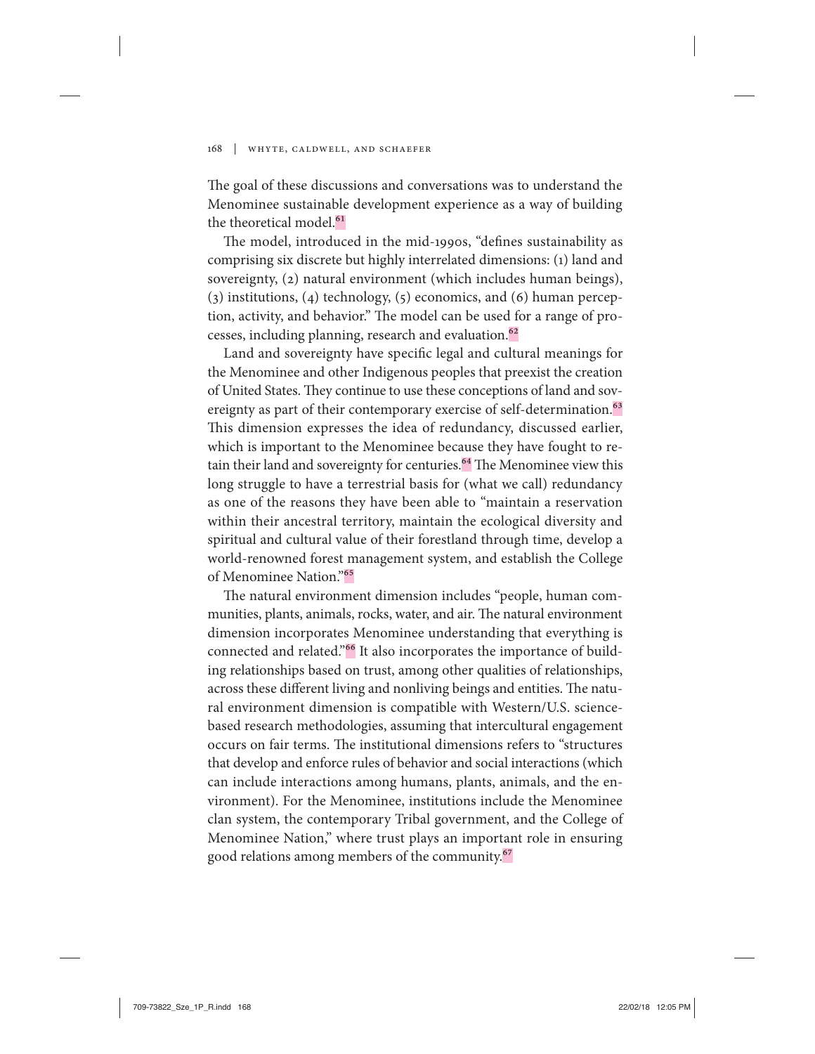The goal of these discussions and conversations was to understand the Menominee sustainable development experience as a way of building the theoretical model.[61]

The model, introduced in the mid-1990s, "defines sustainability as comprising six discrete but highly interrelated dimensions: (1) land and sovereignty, (2) natural environment (which includes human beings), (3) institutions, (4) technology, (5) economics, and (6) human perception, activity, and behavior." The model can be used for a range of processes, including planning, research and evaluation.[62]

Land and sovereignty have specific legal and cultural meanings for the Menominee and other Indigenous peoples that preexist the creation of United States. They continue to use these conceptions of land and sovereignty as part of their contemporary exercise of self-determination.[63] This dimension expresses the idea of redundancy, discussed earlier, which is important to the Menominee because they have fought to retain their land and sovereignty for centuries.[64] The Menominee view this long struggle to have a terrestrial basis for (what we call) redundancy as one of the reasons they have been able to "maintain a reservation within their ancestral territory, maintain the ecological diversity and spiritual and cultural value of their forestland through time, develop a world-renowned forest management system, and establish the College of Menominee Nation."[65]

The natural environment dimension includes "people, human communities, plants, animals, rocks, water, and air. The natural environment dimension incorporates Menominee understanding that everything is connected and related."[66] It also incorporates the importance of building relationships based on trust, among other qualities of relationships, across these different living and nonliving beings and entities. The natural environment dimension is compatible with Western/U.S. science-based research methodologies, assuming that intercultural engagement occurs on fair terms. The institutional dimensions refers to "structures that develop and enforce rules of behavior and social interactions (which can include interactions among humans, plants, animals, and the environment). For the Menominee, institutions include the Menominee clan system, the contemporary Tribal government, and the College of Menominee Nation," where trust plays an important role in ensuring good relations among members of the community.[67]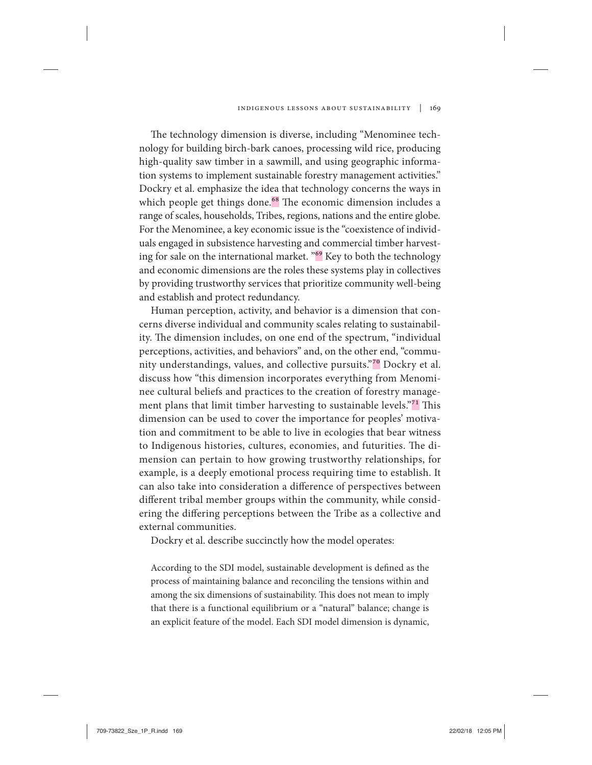The technology dimension is diverse, including "Menominee technology for building birch-bark canoes, processing wild rice, producing high-quality saw timber in a sawmill, and using geographic information systems to implement sustainable forestry management activities." Dockry et al. emphasize the idea that technology concerns the ways in which people get things done.[68] The economic dimension includes a range of scales, households, Tribes, regions, nations and the entire globe. For the Menominee, a key economic issue is the "coexistence of individuals engaged in subsistence harvesting and commercial timber harvesting for sale on the international market. "[69] Key to both the technology and economic dimensions are the roles these systems play in collectives by providing trustworthy services that prioritize community well-being and establish and protect redundancy.

Human perception, activity, and behavior is a dimension that concerns diverse individual and community scales relating to sustainability. The dimension includes, on one end of the spectrum, "individual perceptions, activities, and behaviors" and, on the other end, "community understandings, values, and collective pursuits."[70] Dockry et al. discuss how "this dimension incorporates everything from Menominee cultural beliefs and practices to the creation of forestry management plans that limit timber harvesting to sustainable levels."[71] This dimension can be used to cover the importance for peoples' motivation and commitment to be able to live in ecologies that bear witness to Indigenous histories, cultures, economies, and futurities. The dimension can pertain to how growing trustworthy relationships, for example, is a deeply emotional process requiring time to establish. It can also take into consideration a difference of perspectives between different tribal member groups within the community, while considering the differing perceptions between the Tribe as a collective and external communities.

Dockry et al. describe succinctly how the model operates:

> According to the SDI model, sustainable development is defined as the process of maintaining balance and reconciling the tensions within and among the six dimensions of sustainability. This does not mean to imply that there is a functional equilibrium or a "natural" balance; change is an explicit feature of the model. Each SDI model dimension is dynamic,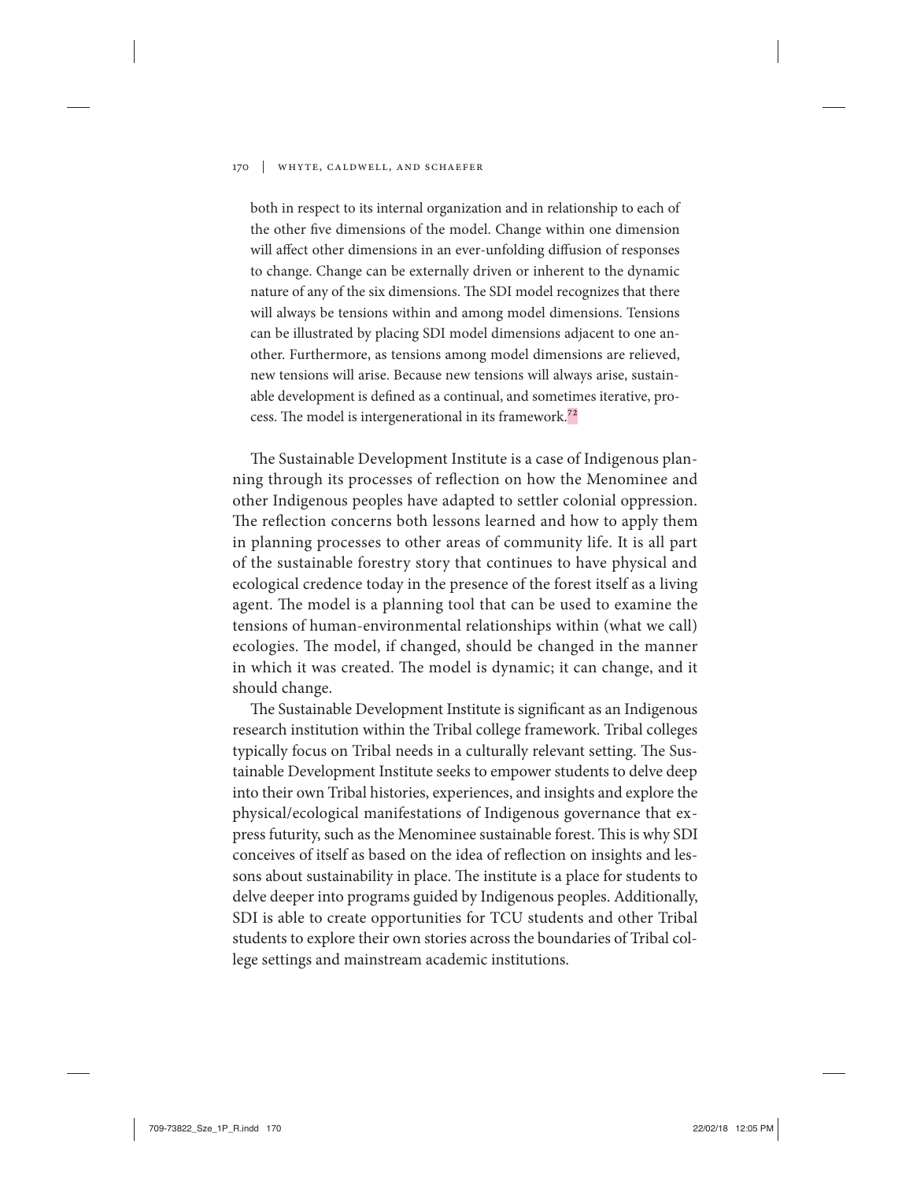both in respect to its internal organization and in relationship to each of the other five dimensions of the model. Change within one dimension will affect other dimensions in an ever-unfolding diffusion of responses to change. Change can be externally driven or inherent to the dynamic nature of any of the six dimensions. The SDI model recognizes that there will always be tensions within and among model dimensions. Tensions can be illustrated by placing SDI model dimensions adjacent to one another. Furthermore, as tensions among model dimensions are relieved, new tensions will arise. Because new tensions will always arise, sustainable development is defined as a continual, and sometimes iterative, process. The model is intergenerational in its framework.[72]

The Sustainable Development Institute is a case of Indigenous planning through its processes of reflection on how the Menominee and other Indigenous peoples have adapted to settler colonial oppression. The reflection concerns both lessons learned and how to apply them in planning processes to other areas of community life. It is all part of the sustainable forestry story that continues to have physical and ecological credence today in the presence of the forest itself as a living agent. The model is a planning tool that can be used to examine the tensions of human-environmental relationships within (what we call) ecologies. The model, if changed, should be changed in the manner in which it was created. The model is dynamic; it can change, and it should change.

The Sustainable Development Institute is significant as an Indigenous research institution within the Tribal college framework. Tribal colleges typically focus on Tribal needs in a culturally relevant setting. The Sustainable Development Institute seeks to empower students to delve deep into their own Tribal histories, experiences, and insights and explore the physical/ecological manifestations of Indigenous governance that express futurity, such as the Menominee sustainable forest. This is why SDI conceives of itself as based on the idea of reflection on insights and lessons about sustainability in place. The institute is a place for students to delve deeper into programs guided by Indigenous peoples. Additionally, SDI is able to create opportunities for TCU students and other Tribal students to explore their own stories across the boundaries of Tribal college settings and mainstream academic institutions.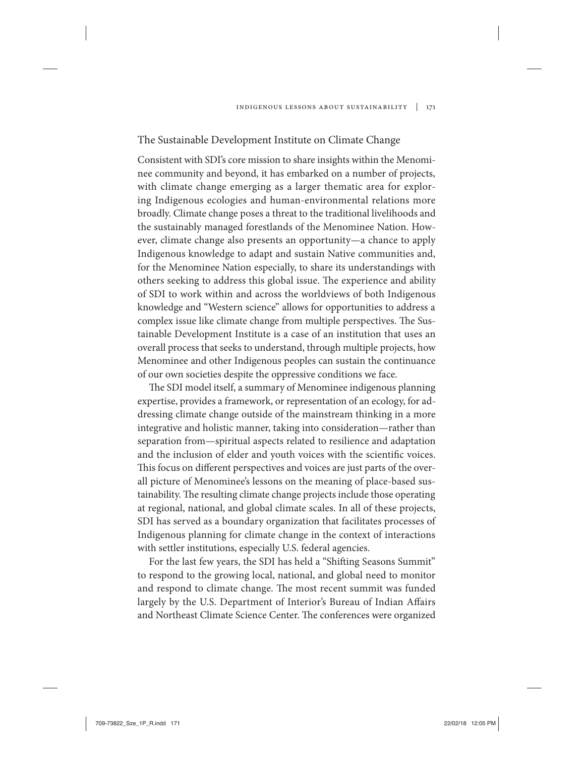## The Sustainable Development Institute on Climate Change

Consistent with SDI's core mission to share insights within the Menominee community and beyond, it has embarked on a number of projects, with climate change emerging as a larger thematic area for exploring Indigenous ecologies and human-environmental relations more broadly. Climate change poses a threat to the traditional livelihoods and the sustainably managed forestlands of the Menominee Nation. However, climate change also presents an opportunity—a chance to apply Indigenous knowledge to adapt and sustain Native communities and, for the Menominee Nation especially, to share its understandings with others seeking to address this global issue. The experience and ability of SDI to work within and across the worldviews of both Indigenous knowledge and "Western science" allows for opportunities to address a complex issue like climate change from multiple perspectives. The Sustainable Development Institute is a case of an institution that uses an overall process that seeks to understand, through multiple projects, how Menominee and other Indigenous peoples can sustain the continuance of our own societies despite the oppressive conditions we face.

The SDI model itself, a summary of Menominee indigenous planning expertise, provides a framework, or representation of an ecology, for addressing climate change outside of the mainstream thinking in a more integrative and holistic manner, taking into consideration—rather than separation from—spiritual aspects related to resilience and adaptation and the inclusion of elder and youth voices with the scientific voices. This focus on different perspectives and voices are just parts of the overall picture of Menominee's lessons on the meaning of place-based sustainability. The resulting climate change projects include those operating at regional, national, and global climate scales. In all of these projects, SDI has served as a boundary organization that facilitates processes of Indigenous planning for climate change in the context of interactions with settler institutions, especially U.S. federal agencies.

For the last few years, the SDI has held a "Shifting Seasons Summit" to respond to the growing local, national, and global need to monitor and respond to climate change. The most recent summit was funded largely by the U.S. Department of Interior's Bureau of Indian Affairs and Northeast Climate Science Center. The conferences were organized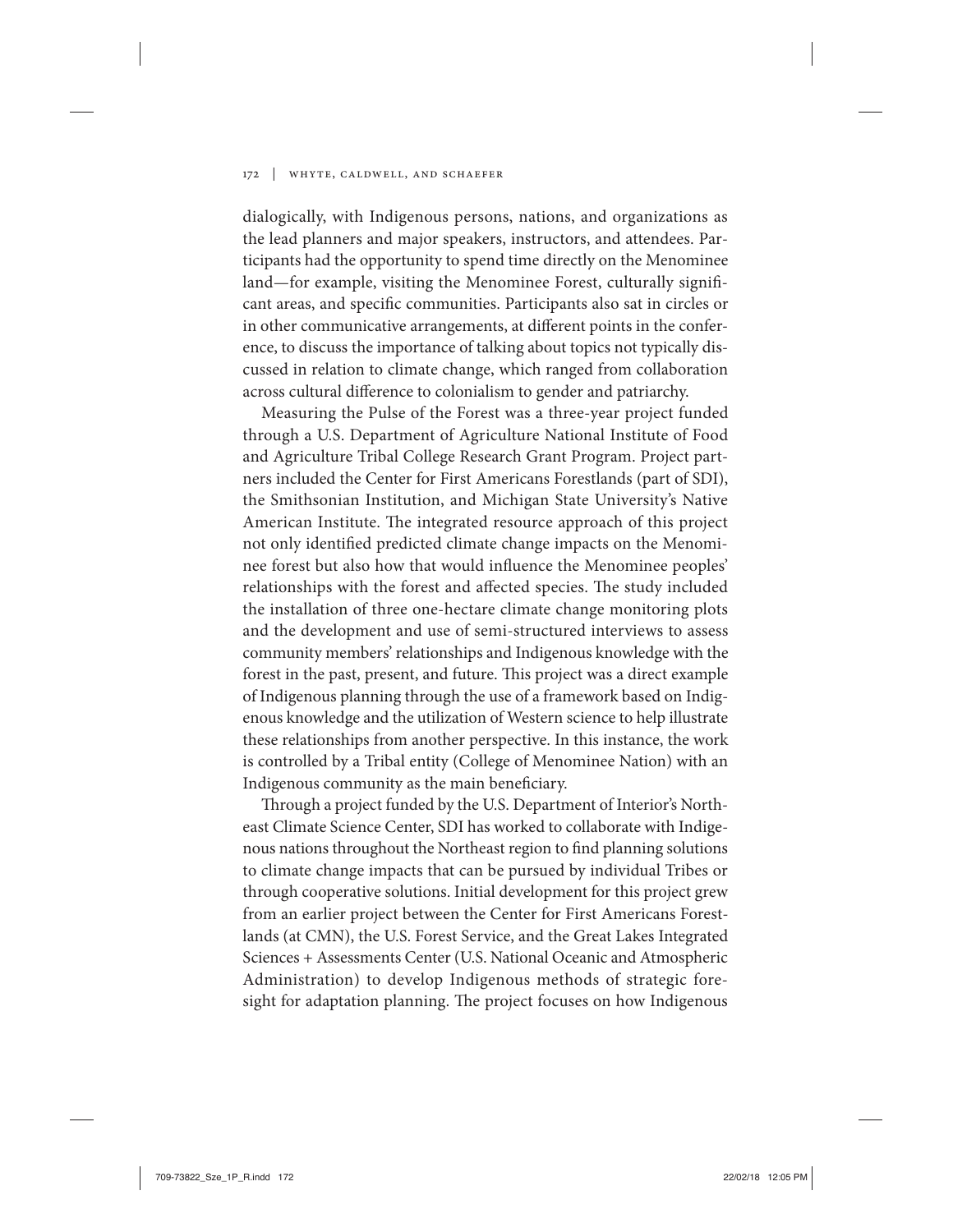dialogically, with Indigenous persons, nations, and organizations as the lead planners and major speakers, instructors, and attendees. Participants had the opportunity to spend time directly on the Menominee land—for example, visiting the Menominee Forest, culturally significant areas, and specific communities. Participants also sat in circles or in other communicative arrangements, at different points in the conference, to discuss the importance of talking about topics not typically discussed in relation to climate change, which ranged from collaboration across cultural difference to colonialism to gender and patriarchy.

Measuring the Pulse of the Forest was a three-year project funded through a U.S. Department of Agriculture National Institute of Food and Agriculture Tribal College Research Grant Program. Project partners included the Center for First Americans Forestlands (part of SDI), the Smithsonian Institution, and Michigan State University's Native American Institute. The integrated resource approach of this project not only identified predicted climate change impacts on the Menominee forest but also how that would influence the Menominee peoples' relationships with the forest and affected species. The study included the installation of three one-hectare climate change monitoring plots and the development and use of semi-structured interviews to assess community members' relationships and Indigenous knowledge with the forest in the past, present, and future. This project was a direct example of Indigenous planning through the use of a framework based on Indigenous knowledge and the utilization of Western science to help illustrate these relationships from another perspective. In this instance, the work is controlled by a Tribal entity (College of Menominee Nation) with an Indigenous community as the main beneficiary.

Through a project funded by the U.S. Department of Interior's Northeast Climate Science Center, SDI has worked to collaborate with Indigenous nations throughout the Northeast region to find planning solutions to climate change impacts that can be pursued by individual Tribes or through cooperative solutions. Initial development for this project grew from an earlier project between the Center for First Americans Forestlands (at CMN), the U.S. Forest Service, and the Great Lakes Integrated Sciences + Assessments Center (U.S. National Oceanic and Atmospheric Administration) to develop Indigenous methods of strategic foresight for adaptation planning. The project focuses on how Indigenous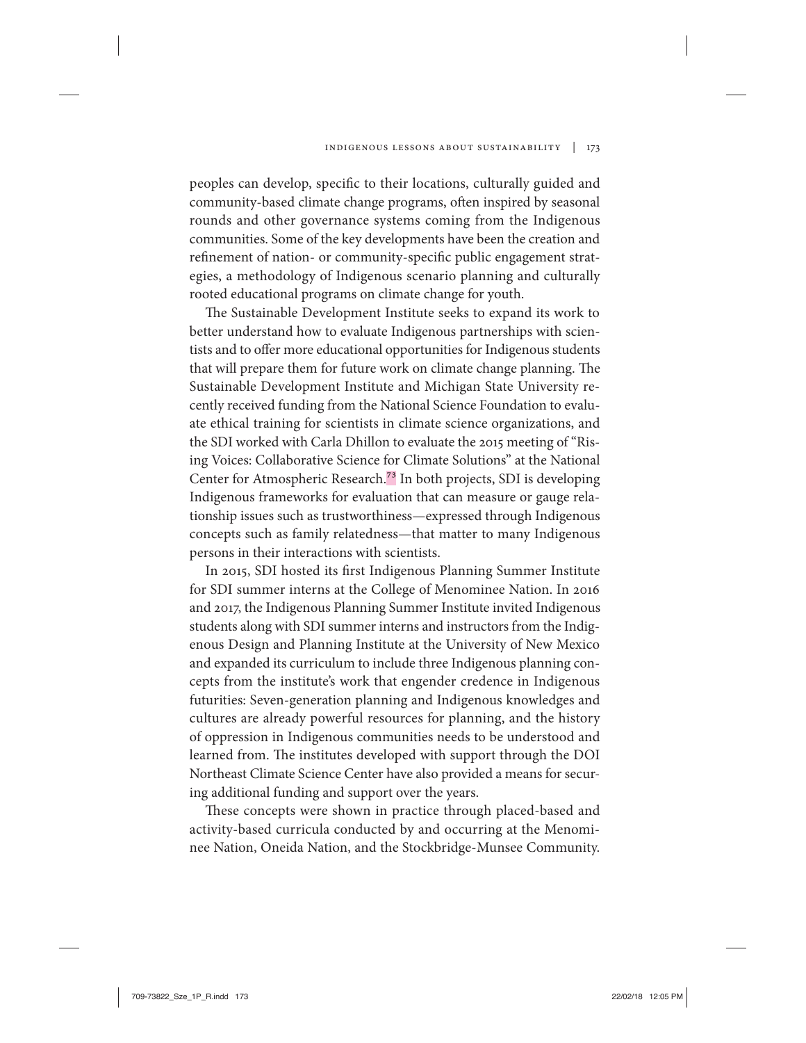peoples can develop, specific to their locations, culturally guided and community-based climate change programs, often inspired by seasonal rounds and other governance systems coming from the Indigenous communities. Some of the key developments have been the creation and refinement of nation- or community-specific public engagement strategies, a methodology of Indigenous scenario planning and culturally rooted educational programs on climate change for youth.

The Sustainable Development Institute seeks to expand its work to better understand how to evaluate Indigenous partnerships with scientists and to offer more educational opportunities for Indigenous students that will prepare them for future work on climate change planning. The Sustainable Development Institute and Michigan State University recently received funding from the National Science Foundation to evaluate ethical training for scientists in climate science organizations, and the SDI worked with Carla Dhillon to evaluate the 2015 meeting of "Rising Voices: Collaborative Science for Climate Solutions" at the National Center for Atmospheric Research.[73] In both projects, SDI is developing Indigenous frameworks for evaluation that can measure or gauge relationship issues such as trustworthiness—expressed through Indigenous concepts such as family relatedness—that matter to many Indigenous persons in their interactions with scientists.

In 2015, SDI hosted its first Indigenous Planning Summer Institute for SDI summer interns at the College of Menominee Nation. In 2016 and 2017, the Indigenous Planning Summer Institute invited Indigenous students along with SDI summer interns and instructors from the Indigenous Design and Planning Institute at the University of New Mexico and expanded its curriculum to include three Indigenous planning concepts from the institute's work that engender credence in Indigenous futurities: Seven-generation planning and Indigenous knowledges and cultures are already powerful resources for planning, and the history of oppression in Indigenous communities needs to be understood and learned from. The institutes developed with support through the DOI Northeast Climate Science Center have also provided a means for securing additional funding and support over the years.

These concepts were shown in practice through placed-based and activity-based curricula conducted by and occurring at the Menominee Nation, Oneida Nation, and the Stockbridge-Munsee Community.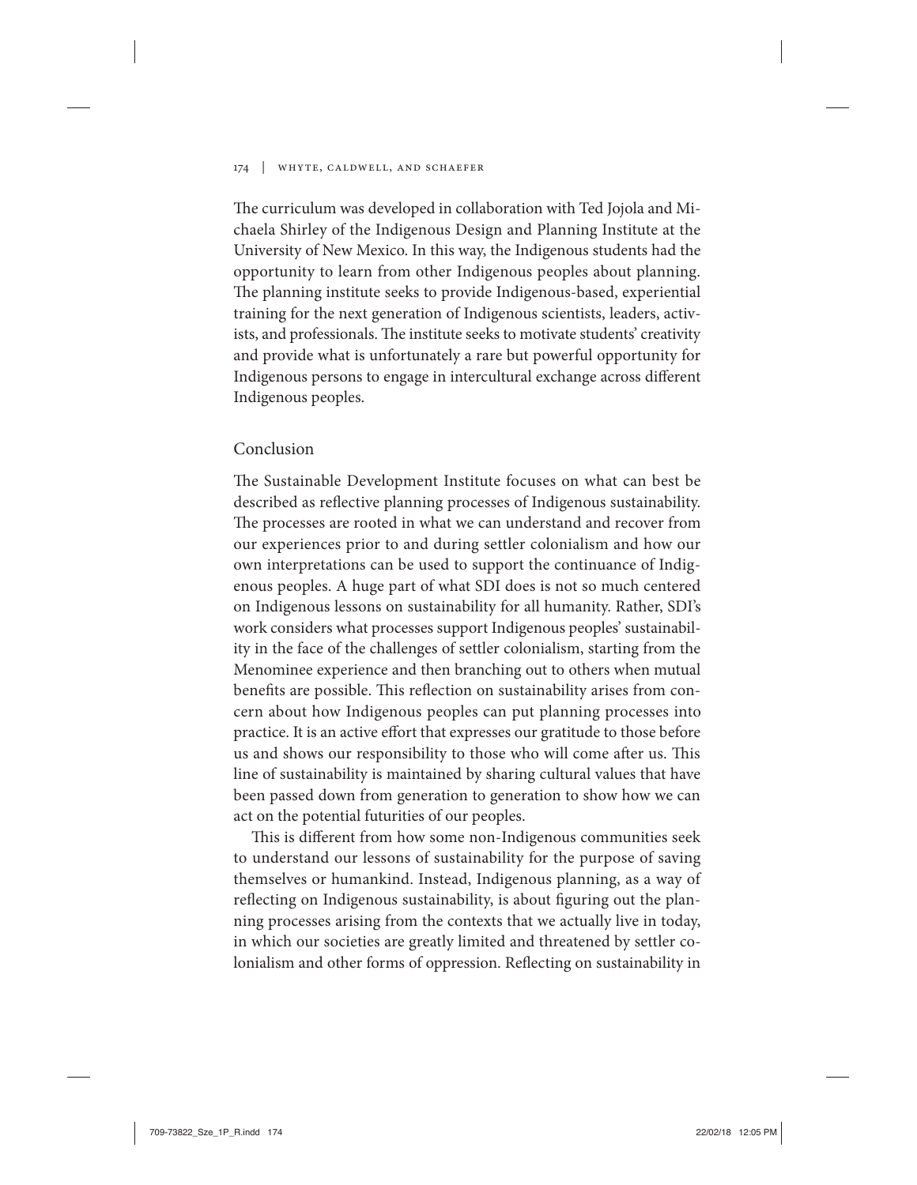The curriculum was developed in collaboration with Ted Jojola and Michaela Shirley of the Indigenous Design and Planning Institute at the University of New Mexico. In this way, the Indigenous students had the opportunity to learn from other Indigenous peoples about planning. The planning institute seeks to provide Indigenous-based, experiential training for the next generation of Indigenous scientists, leaders, activists, and professionals. The institute seeks to motivate students' creativity and provide what is unfortunately a rare but powerful opportunity for Indigenous persons to engage in intercultural exchange across different Indigenous peoples.

## Conclusion

The Sustainable Development Institute focuses on what can best be described as reflective planning processes of Indigenous sustainability. The processes are rooted in what we can understand and recover from our experiences prior to and during settler colonialism and how our own interpretations can be used to support the continuance of Indigenous peoples. A huge part of what SDI does is not so much centered on Indigenous lessons on sustainability for all humanity. Rather, SDI's work considers what processes support Indigenous peoples' sustainability in the face of the challenges of settler colonialism, starting from the Menominee experience and then branching out to others when mutual benefits are possible. This reflection on sustainability arises from concern about how Indigenous peoples can put planning processes into practice. It is an active effort that expresses our gratitude to those before us and shows our responsibility to those who will come after us. This line of sustainability is maintained by sharing cultural values that have been passed down from generation to generation to show how we can act on the potential futurities of our peoples.

This is different from how some non-Indigenous communities seek to understand our lessons of sustainability for the purpose of saving themselves or humankind. Instead, Indigenous planning, as a way of reflecting on Indigenous sustainability, is about figuring out the planning processes arising from the contexts that we actually live in today, in which our societies are greatly limited and threatened by settler colonialism and other forms of oppression. Reflecting on sustainability in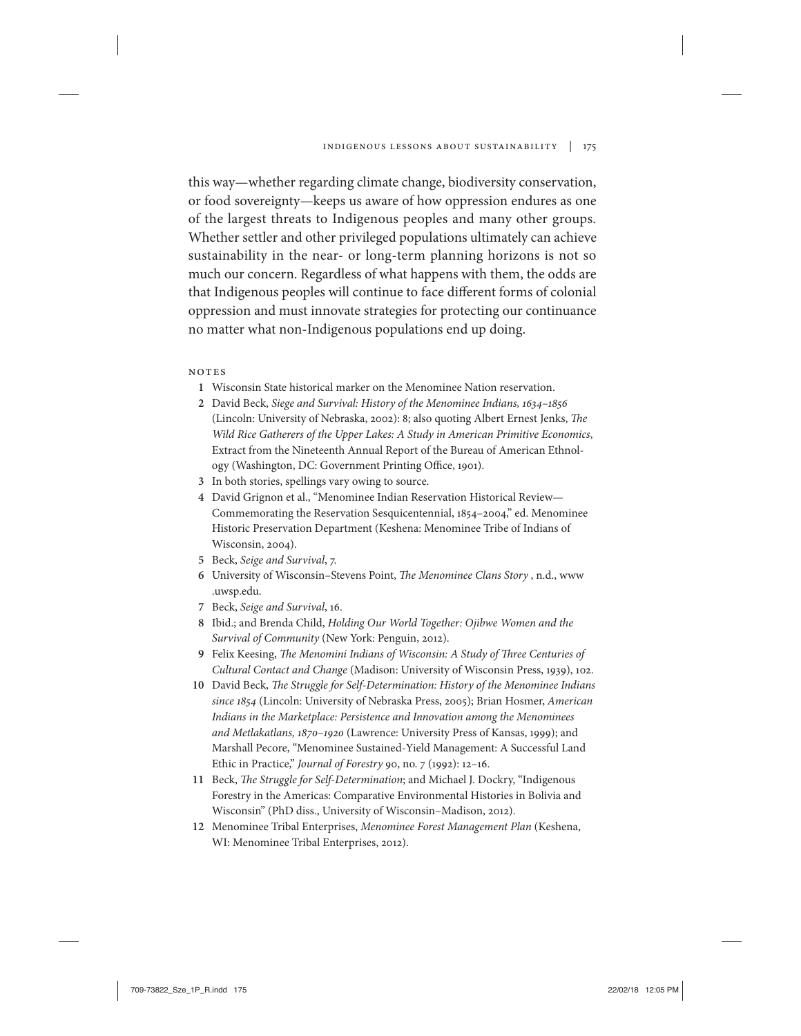this way—whether regarding climate change, biodiversity conservation, or food sovereignty—keeps us aware of how oppression endures as one of the largest threats to Indigenous peoples and many other groups. Whether settler and other privileged populations ultimately can achieve sustainability in the near- or long-term planning horizons is not so much our concern. Regardless of what happens with them, the odds are that Indigenous peoples will continue to face different forms of colonial oppression and must innovate strategies for protecting our continuance no matter what non-Indigenous populations end up doing.

## NOTES

1. Wisconsin State historical marker on the Menominee Nation reservation.
2. David Beck, *Siege and Survival: History of the Menominee Indians, 1634–1856* (Lincoln: University of Nebraska, 2002): 8; also quoting Albert Ernest Jenks, *The Wild Rice Gatherers of the Upper Lakes: A Study in American Primitive Economics*, Extract from the Nineteenth Annual Report of the Bureau of American Ethnology (Washington, DC: Government Printing Office, 1901).
3. In both stories, spellings vary owing to source.
4. David Grignon et al., "Menominee Indian Reservation Historical Review—Commemorating the Reservation Sesquicentennial, 1854–2004," ed. Menominee Historic Preservation Department (Keshena: Menominee Tribe of Indians of Wisconsin, 2004).
5. Beck, *Seige and Survival*, 7.
6. University of Wisconsin–Stevens Point, *The Menominee Clans Story* , n.d., www.uwsp.edu.
7. Beck, *Seige and Survival*, 16.
8. Ibid.; and Brenda Child, *Holding Our World Together: Ojibwe Women and the Survival of Community* (New York: Penguin, 2012).
9. Felix Keesing, *The Menomini Indians of Wisconsin: A Study of Three Centuries of Cultural Contact and Change* (Madison: University of Wisconsin Press, 1939), 102.
10. David Beck, *The Struggle for Self-Determination: History of the Menominee Indians since 1854* (Lincoln: University of Nebraska Press, 2005); Brian Hosmer, *American Indians in the Marketplace: Persistence and Innovation among the Menominees and Metlakatlans, 1870–1920* (Lawrence: University Press of Kansas, 1999); and Marshall Pecore, "Menominee Sustained-Yield Management: A Successful Land Ethic in Practice," *Journal of Forestry* 90, no. 7 (1992): 12–16.
11. Beck, *The Struggle for Self-Determination*; and Michael J. Dockry, "Indigenous Forestry in the Americas: Comparative Environmental Histories in Bolivia and Wisconsin" (PhD diss., University of Wisconsin–Madison, 2012).
12. Menominee Tribal Enterprises, *Menominee Forest Management Plan* (Keshena, WI: Menominee Tribal Enterprises, 2012).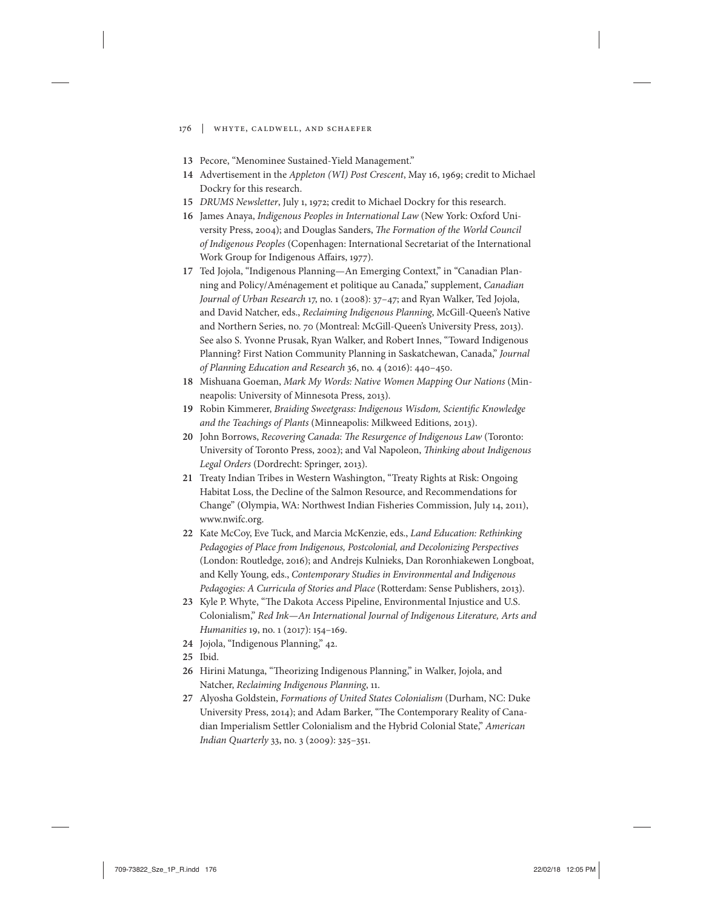13 Pecore, "Menominee Sustained-Yield Management."

14 Advertisement in the *Appleton (WI) Post Crescent*, May 16, 1969; credit to Michael Dockry for this research.

15 *DRUMS Newsletter*, July 1, 1972; credit to Michael Dockry for this research.

16 James Anaya, *Indigenous Peoples in International Law* (New York: Oxford University Press, 2004); and Douglas Sanders, *The Formation of the World Council of Indigenous Peoples* (Copenhagen: International Secretariat of the International Work Group for Indigenous Affairs, 1977).

17 Ted Jojola, "Indigenous Planning—An Emerging Context," in "Canadian Planning and Policy/Aménagement et politique au Canada," supplement, *Canadian Journal of Urban Research* 17, no. 1 (2008): 37–47; and Ryan Walker, Ted Jojola, and David Natcher, eds., *Reclaiming Indigenous Planning*, McGill-Queen's Native and Northern Series, no. 70 (Montreal: McGill-Queen's University Press, 2013). See also S. Yvonne Prusak, Ryan Walker, and Robert Innes, "Toward Indigenous Planning? First Nation Community Planning in Saskatchewan, Canada," *Journal of Planning Education and Research* 36, no. 4 (2016): 440–450.

18 Mishuana Goeman, *Mark My Words: Native Women Mapping Our Nations* (Minneapolis: University of Minnesota Press, 2013).

19 Robin Kimmerer, *Braiding Sweetgrass: Indigenous Wisdom, Scientific Knowledge and the Teachings of Plants* (Minneapolis: Milkweed Editions, 2013).

20 John Borrows, *Recovering Canada: The Resurgence of Indigenous Law* (Toronto: University of Toronto Press, 2002); and Val Napoleon, *Thinking about Indigenous Legal Orders* (Dordrecht: Springer, 2013).

21 Treaty Indian Tribes in Western Washington, "Treaty Rights at Risk: Ongoing Habitat Loss, the Decline of the Salmon Resource, and Recommendations for Change" (Olympia, WA: Northwest Indian Fisheries Commission, July 14, 2011), www.nwifc.org.

22 Kate McCoy, Eve Tuck, and Marcia McKenzie, eds., *Land Education: Rethinking Pedagogies of Place from Indigenous, Postcolonial, and Decolonizing Perspectives* (London: Routledge, 2016); and Andrejs Kulnieks, Dan Roronhiakewen Longboat, and Kelly Young, eds., *Contemporary Studies in Environmental and Indigenous Pedagogies: A Curricula of Stories and Place* (Rotterdam: Sense Publishers, 2013).

23 Kyle P. Whyte, "The Dakota Access Pipeline, Environmental Injustice and U.S. Colonialism," *Red Ink—An International Journal of Indigenous Literature, Arts and Humanities* 19, no. 1 (2017): 154–169.

24 Jojola, "Indigenous Planning," 42.

25 Ibid.

26 Hirini Matunga, "Theorizing Indigenous Planning," in Walker, Jojola, and Natcher, *Reclaiming Indigenous Planning*, 11.

27 Alyosha Goldstein, *Formations of United States Colonialism* (Durham, NC: Duke University Press, 2014); and Adam Barker, "The Contemporary Reality of Canadian Imperialism Settler Colonialism and the Hybrid Colonial State," *American Indian Quarterly* 33, no. 3 (2009): 325–351.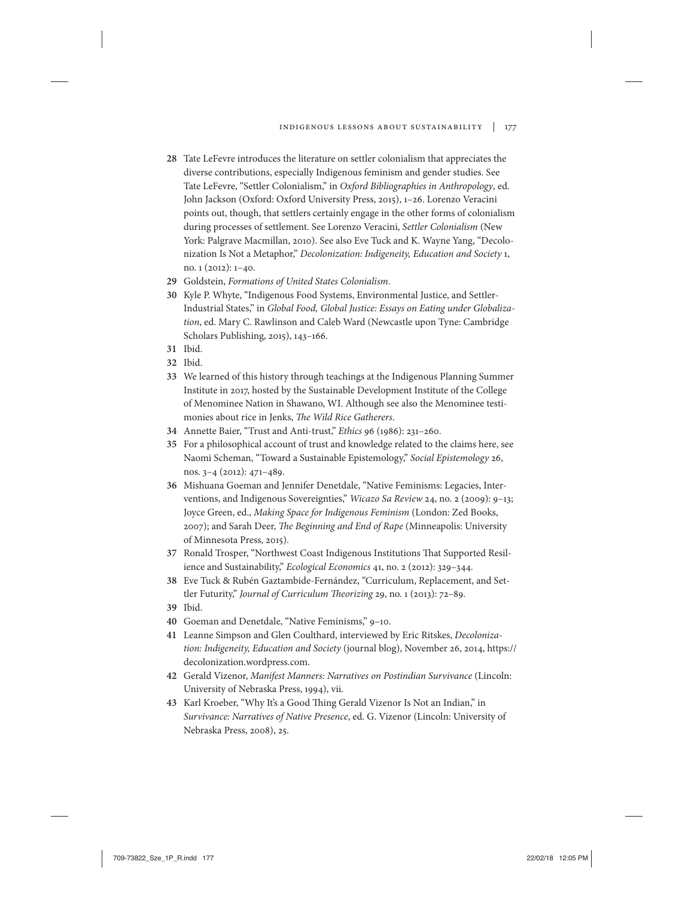**28** Tate LeFevre introduces the literature on settler colonialism that appreciates the diverse contributions, especially Indigenous feminism and gender studies. See Tate LeFevre, "Settler Colonialism," in *Oxford Bibliographies in Anthropology*, ed. John Jackson (Oxford: Oxford University Press, 2015), 1–26. Lorenzo Veracini points out, though, that settlers certainly engage in the other forms of colonialism during processes of settlement. See Lorenzo Veracini, *Settler Colonialism* (New York: Palgrave Macmillan, 2010). See also Eve Tuck and K. Wayne Yang, "Decolonization Is Not a Metaphor," *Decolonization: Indigeneity, Education and Society* 1, no. 1 (2012): 1–40.

**29** Goldstein, *Formations of United States Colonialism*.

**30** Kyle P. Whyte, "Indigenous Food Systems, Environmental Justice, and Settler-Industrial States," in *Global Food, Global Justice: Essays on Eating under Globalization*, ed. Mary C. Rawlinson and Caleb Ward (Newcastle upon Tyne: Cambridge Scholars Publishing, 2015), 143–166.

**31** Ibid.

**32** Ibid.

**33** We learned of this history through teachings at the Indigenous Planning Summer Institute in 2017, hosted by the Sustainable Development Institute of the College of Menominee Nation in Shawano, WI. Although see also the Menominee testimonies about rice in Jenks, *The Wild Rice Gatherers*.

**34** Annette Baier, "Trust and Anti-trust," *Ethics* 96 (1986): 231–260.

**35** For a philosophical account of trust and knowledge related to the claims here, see Naomi Scheman, "Toward a Sustainable Epistemology," *Social Epistemology* 26, nos. 3–4 (2012): 471–489.

**36** Mishuana Goeman and Jennifer Denetdale, "Native Feminisms: Legacies, Interventions, and Indigenous Sovereignties," *Wicazo Sa Review* 24, no. 2 (2009): 9–13; Joyce Green, ed., *Making Space for Indigenous Feminism* (London: Zed Books, 2007); and Sarah Deer, *The Beginning and End of Rape* (Minneapolis: University of Minnesota Press, 2015).

**37** Ronald Trosper, "Northwest Coast Indigenous Institutions That Supported Resilience and Sustainability," *Ecological Economics* 41, no. 2 (2012): 329–344.

**38** Eve Tuck & Rubén Gaztambide-Fernández, "Curriculum, Replacement, and Settler Futurity," *Journal of Curriculum Theorizing* 29, no. 1 (2013): 72–89.

**39** Ibid.

**40** Goeman and Denetdale, "Native Feminisms," 9–10.

**41** Leanne Simpson and Glen Coulthard, interviewed by Eric Ritskes, *Decolonization: Indigeneity, Education and Society* (journal blog), November 26, 2014, https://decolonization.wordpress.com.

**42** Gerald Vizenor, *Manifest Manners: Narratives on Postindian Survivance* (Lincoln: University of Nebraska Press, 1994), vii.

**43** Karl Kroeber, "Why It's a Good Thing Gerald Vizenor Is Not an Indian," in *Survivance: Narratives of Native Presence*, ed. G. Vizenor (Lincoln: University of Nebraska Press, 2008), 25.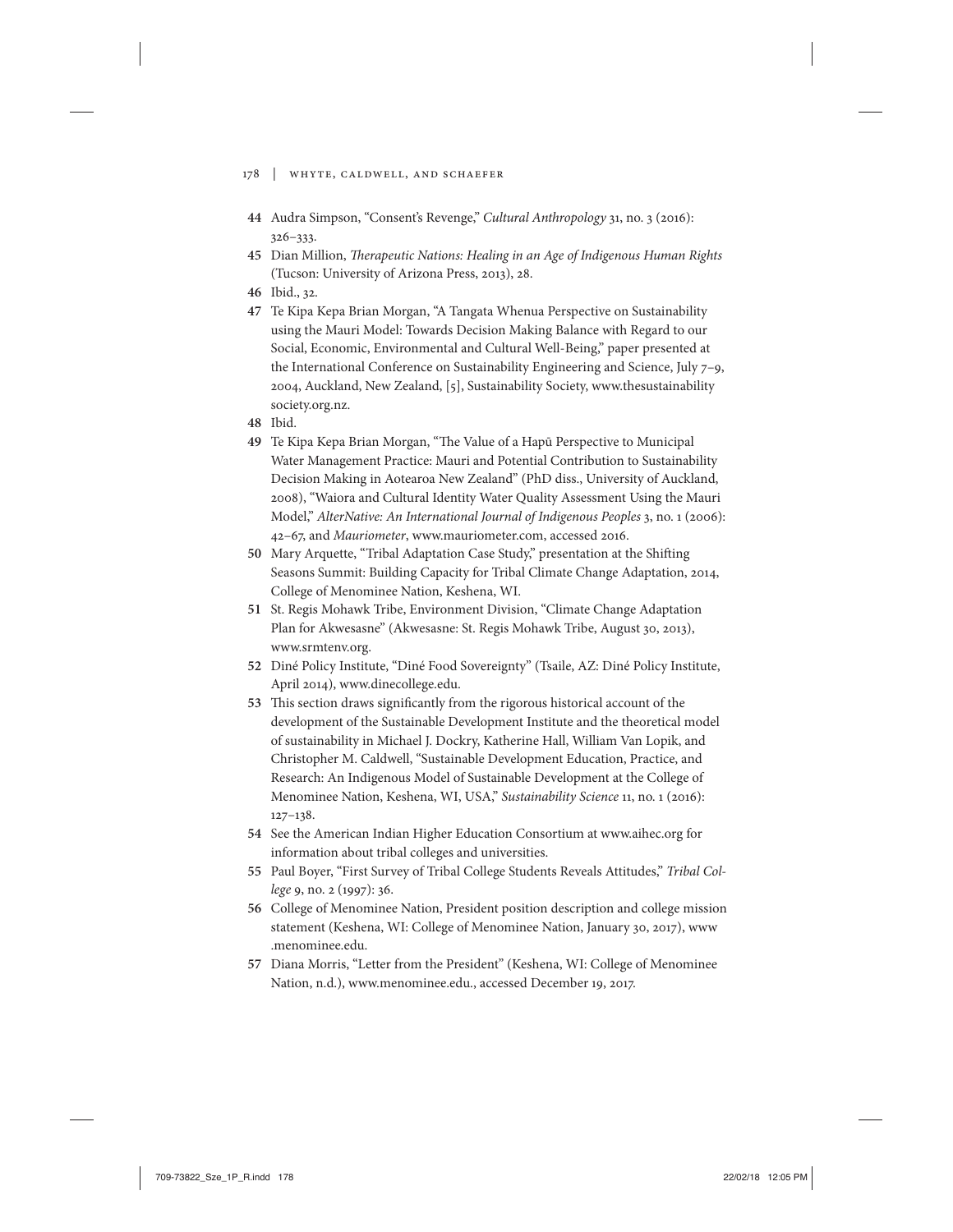44 Audra Simpson, "Consent's Revenge," *Cultural Anthropology* 31, no. 3 (2016): 326–333.

45 Dian Million, *Therapeutic Nations: Healing in an Age of Indigenous Human Rights* (Tucson: University of Arizona Press, 2013), 28.

46 Ibid., 32.

47 Te Kipa Kepa Brian Morgan, "A Tangata Whenua Perspective on Sustainability using the Mauri Model: Towards Decision Making Balance with Regard to our Social, Economic, Environmental and Cultural Well-Being," paper presented at the International Conference on Sustainability Engineering and Science, July 7–9, 2004, Auckland, New Zealand, [5], Sustainability Society, www.thesustainabilitysociety.org.nz.

48 Ibid.

49 Te Kipa Kepa Brian Morgan, "The Value of a Hapū Perspective to Municipal Water Management Practice: Mauri and Potential Contribution to Sustainability Decision Making in Aotearoa New Zealand" (PhD diss., University of Auckland, 2008), "Waiora and Cultural Identity Water Quality Assessment Using the Mauri Model," *AlterNative: An International Journal of Indigenous Peoples* 3, no. 1 (2006): 42–67, and *Mauriometer*, www.mauriometer.com, accessed 2016.

50 Mary Arquette, "Tribal Adaptation Case Study," presentation at the Shifting Seasons Summit: Building Capacity for Tribal Climate Change Adaptation, 2014, College of Menominee Nation, Keshena, WI.

51 St. Regis Mohawk Tribe, Environment Division, "Climate Change Adaptation Plan for Akwesasne" (Akwesasne: St. Regis Mohawk Tribe, August 30, 2013), www.srmtenv.org.

52 Diné Policy Institute, "Diné Food Sovereignty" (Tsaile, AZ: Diné Policy Institute, April 2014), www.dinecollege.edu.

53 This section draws significantly from the rigorous historical account of the development of the Sustainable Development Institute and the theoretical model of sustainability in Michael J. Dockry, Katherine Hall, William Van Lopik, and Christopher M. Caldwell, "Sustainable Development Education, Practice, and Research: An Indigenous Model of Sustainable Development at the College of Menominee Nation, Keshena, WI, USA," *Sustainability Science* 11, no. 1 (2016): 127–138.

54 See the American Indian Higher Education Consortium at www.aihec.org for information about tribal colleges and universities.

55 Paul Boyer, "First Survey of Tribal College Students Reveals Attitudes," *Tribal College* 9, no. 2 (1997): 36.

56 College of Menominee Nation, President position description and college mission statement (Keshena, WI: College of Menominee Nation, January 30, 2017), www.menominee.edu.

57 Diana Morris, "Letter from the President" (Keshena, WI: College of Menominee Nation, n.d.), www.menominee.edu., accessed December 19, 2017.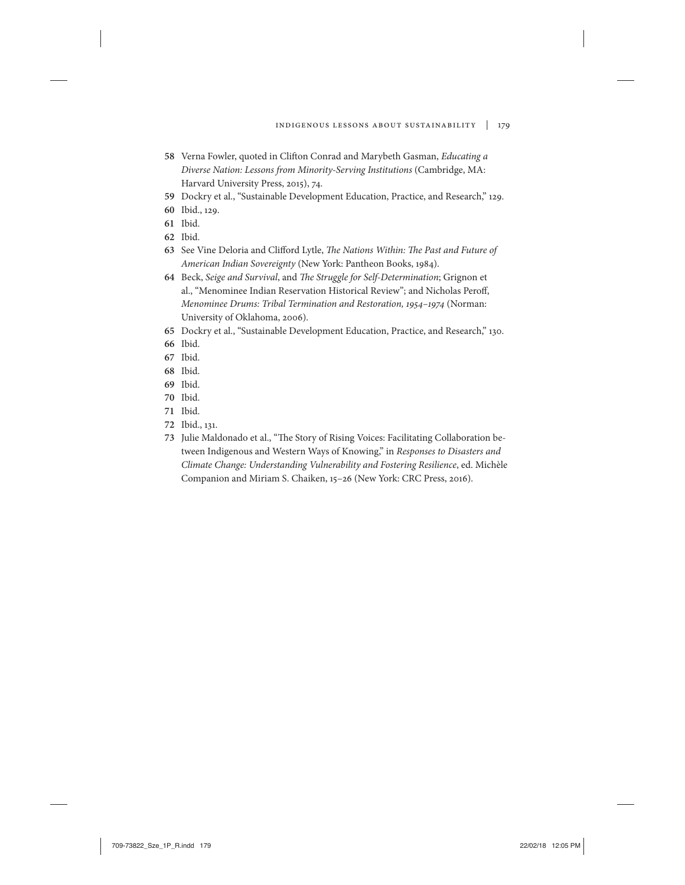**58** Verna Fowler, quoted in Clifton Conrad and Marybeth Gasman, *Educating a Diverse Nation: Lessons from Minority-Serving Institutions* (Cambridge, MA: Harvard University Press, 2015), 74.

**59** Dockry et al., "Sustainable Development Education, Practice, and Research," 129.

**60** Ibid., 129.

**61** Ibid.

**62** Ibid.

**63** See Vine Deloria and Clifford Lytle, *The Nations Within: The Past and Future of American Indian Sovereignty* (New York: Pantheon Books, 1984).

**64** Beck, *Seige and Survival*, and *The Struggle for Self-Determination*; Grignon et al., "Menominee Indian Reservation Historical Review"; and Nicholas Peroff, *Menominee Drums: Tribal Termination and Restoration, 1954–1974* (Norman: University of Oklahoma, 2006).

**65** Dockry et al., "Sustainable Development Education, Practice, and Research," 130.

**66** Ibid.

**67** Ibid.

**68** Ibid.

**69** Ibid.

**70** Ibid.

**71** Ibid.

**72** Ibid., 131.

**73** Julie Maldonado et al., "The Story of Rising Voices: Facilitating Collaboration between Indigenous and Western Ways of Knowing," in *Responses to Disasters and Climate Change: Understanding Vulnerability and Fostering Resilience*, ed. Michèle Companion and Miriam S. Chaiken, 15–26 (New York: CRC Press, 2016).